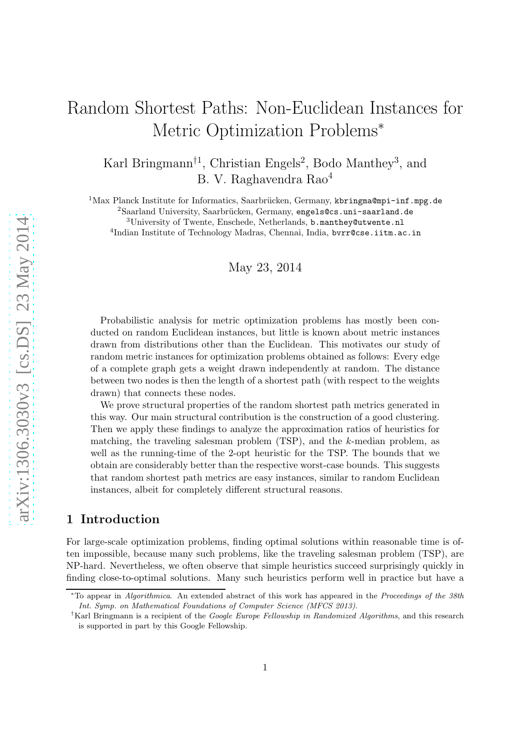# Random Shortest Paths: Non-Euclidean Instances for Metric Optimization Problems*

Karl Bringmann†[1], Christian Engels[2], Bodo Manthey[3], and B. V. Raghavendra Rao[4]

[1]Max Planck Institute for Informatics, Saarbrücken, Germany, kbringma@mpi-inf.mpg.de
[2]Saarland University, Saarbrücken, Germany, engels@cs.uni-saarland.de
[3]University of Twente, Enschede, Netherlands, b.manthey@utwente.nl
[4]Indian Institute of Technology Madras, Chennai, India, bvrr@cse.iitm.ac.in

May 23, 2014

Probabilistic analysis for metric optimization problems has mostly been conducted on random Euclidean instances, but little is known about metric instances drawn from distributions other than the Euclidean. This motivates our study of random metric instances for optimization problems obtained as follows: Every edge of a complete graph gets a weight drawn independently at random. The distance between two nodes is then the length of a shortest path (with respect to the weights drawn) that connects these nodes.

We prove structural properties of the random shortest path metrics generated in this way. Our main structural contribution is the construction of a good clustering. Then we apply these findings to analyze the approximation ratios of heuristics for matching, the traveling salesman problem (TSP), and the $k$-median problem, as well as the running-time of the 2-opt heuristic for the TSP. The bounds that we obtain are considerably better than the respective worst-case bounds. This suggests that random shortest path metrics are easy instances, similar to random Euclidean instances, albeit for completely different structural reasons.

## 1 Introduction

For large-scale optimization problems, finding optimal solutions within reasonable time is often impossible, because many such problems, like the traveling salesman problem (TSP), are NP-hard. Nevertheless, we often observe that simple heuristics succeed surprisingly quickly in finding close-to-optimal solutions. Many such heuristics perform well in practice but have a

*To appear in *Algorithmica*. An extended abstract of this work has appeared in the *Proceedings of the 38th Int. Symp. on Mathematical Foundations of Computer Science (MFCS 2013)*.

†Karl Bringmann is a recipient of the *Google Europe Fellowship in Randomized Algorithms*, and this research is supported in part by this Google Fellowship.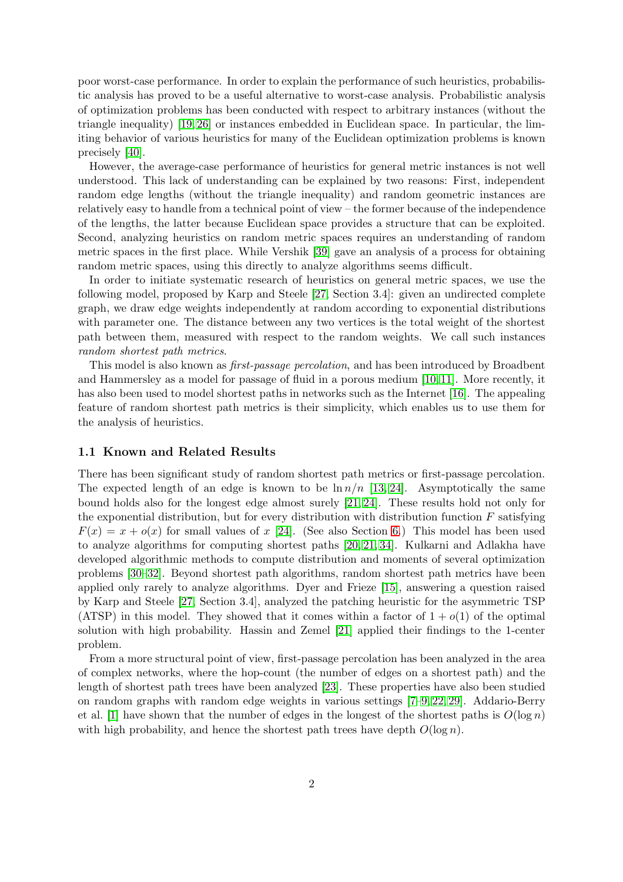poor worst-case performance. In order to explain the performance of such heuristics, probabilistic analysis has proved to be a useful alternative to worst-case analysis. Probabilistic analysis of optimization problems has been conducted with respect to arbitrary instances (without the triangle inequality) [19,26] or instances embedded in Euclidean space. In particular, the limiting behavior of various heuristics for many of the Euclidean optimization problems is known precisely [40].

However, the average-case performance of heuristics for general metric instances is not well understood. This lack of understanding can be explained by two reasons: First, independent random edge lengths (without the triangle inequality) and random geometric instances are relatively easy to handle from a technical point of view – the former because of the independence of the lengths, the latter because Euclidean space provides a structure that can be exploited. Second, analyzing heuristics on random metric spaces requires an understanding of random metric spaces in the first place. While Vershik [39] gave an analysis of a process for obtaining random metric spaces, using this directly to analyze algorithms seems difficult.

In order to initiate systematic research of heuristics on general metric spaces, we use the following model, proposed by Karp and Steele [27, Section 3.4]: given an undirected complete graph, we draw edge weights independently at random according to exponential distributions with parameter one. The distance between any two vertices is the total weight of the shortest path between them, measured with respect to the random weights. We call such instances *random shortest path metrics*.

This model is also known as *first-passage percolation*, and has been introduced by Broadbent and Hammersley as a model for passage of fluid in a porous medium [10,11]. More recently, it has also been used to model shortest paths in networks such as the Internet [16]. The appealing feature of random shortest path metrics is their simplicity, which enables us to use them for the analysis of heuristics.

### 1.1 Known and Related Results

There has been significant study of random shortest path metrics or first-passage percolation. The expected length of an edge is known to be $\ln n/n$ [13,24]. Asymptotically the same bound holds also for the longest edge almost surely [21,24]. These results hold not only for the exponential distribution, but for every distribution with distribution function $F$ satisfying $F(x) = x + o(x)$ for small values of $x$ [24]. (See also Section 6.) This model has been used to analyze algorithms for computing shortest paths [20,21,34]. Kulkarni and Adlakha have developed algorithmic methods to compute distribution and moments of several optimization problems [30–32]. Beyond shortest path algorithms, random shortest path metrics have been applied only rarely to analyze algorithms. Dyer and Frieze [15], answering a question raised by Karp and Steele [27, Section 3.4], analyzed the patching heuristic for the asymmetric TSP (ATSP) in this model. They showed that it comes within a factor of $1 + o(1)$ of the optimal solution with high probability. Hassin and Zemel [21] applied their findings to the 1-center problem.

From a more structural point of view, first-passage percolation has been analyzed in the area of complex networks, where the hop-count (the number of edges on a shortest path) and the length of shortest path trees have been analyzed [23]. These properties have also been studied on random graphs with random edge weights in various settings [7–9,22,29]. Addario-Berry et al. [1] have shown that the number of edges in the longest of the shortest paths is $O(\log n)$ with high probability, and hence the shortest path trees have depth $O(\log n)$.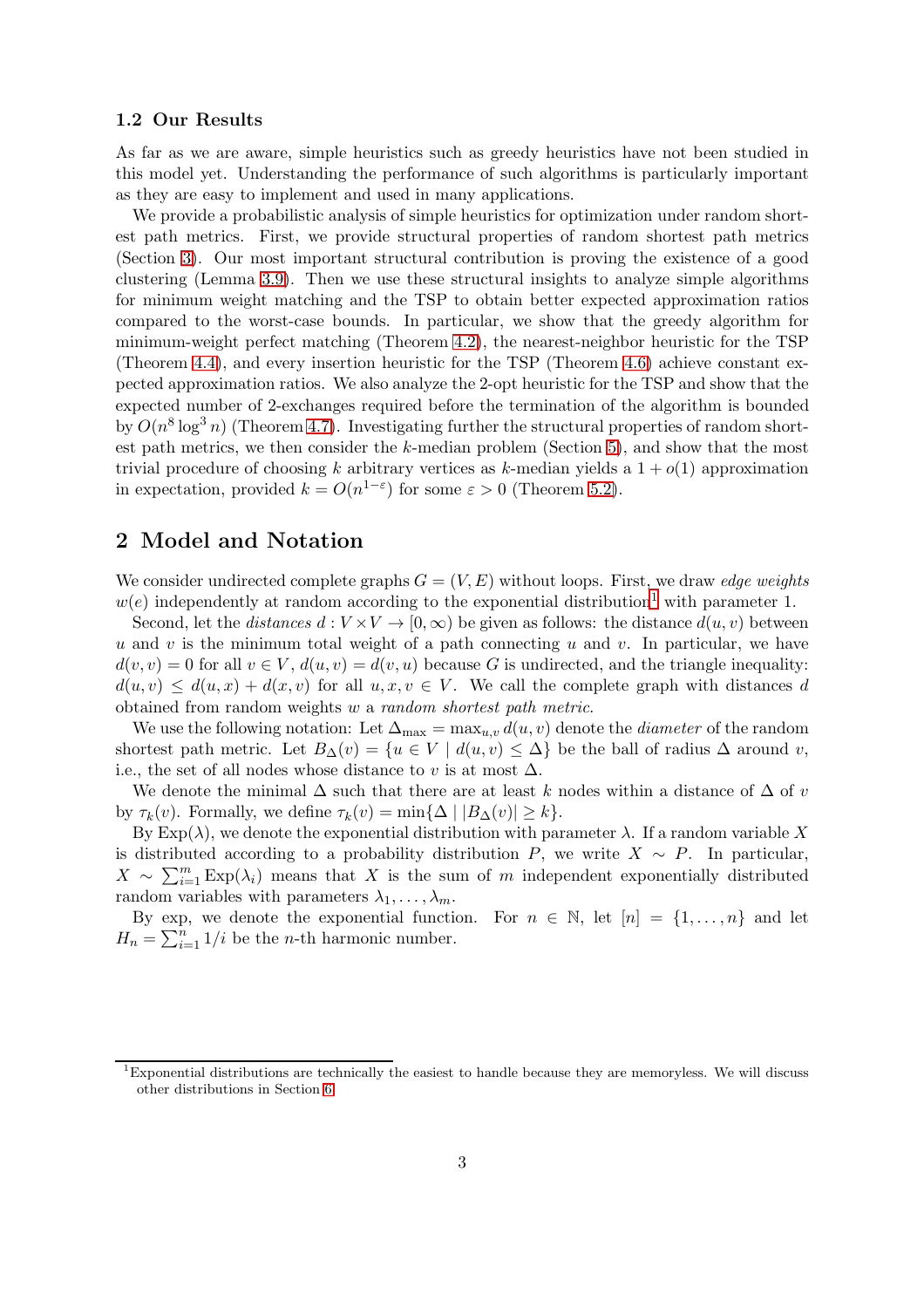### 1.2 Our Results

As far as we are aware, simple heuristics such as greedy heuristics have not been studied in this model yet. Understanding the performance of such algorithms is particularly important as they are easy to implement and used in many applications.

We provide a probabilistic analysis of simple heuristics for optimization under random shortest path metrics. First, we provide structural properties of random shortest path metrics (Section 3). Our most important structural contribution is proving the existence of a good clustering (Lemma 3.9). Then we use these structural insights to analyze simple algorithms for minimum weight matching and the TSP to obtain better expected approximation ratios compared to the worst-case bounds. In particular, we show that the greedy algorithm for minimum-weight perfect matching (Theorem 4.2), the nearest-neighbor heuristic for the TSP (Theorem 4.4), and every insertion heuristic for the TSP (Theorem 4.6) achieve constant expected approximation ratios. We also analyze the 2-opt heuristic for the TSP and show that the expected number of 2-exchanges required before the termination of the algorithm is bounded by $O(n^8 \log^3 n)$ (Theorem 4.7). Investigating further the structural properties of random shortest path metrics, we then consider the $k$-median problem (Section 5), and show that the most trivial procedure of choosing $k$ arbitrary vertices as $k$-median yields a $1 + o(1)$ approximation in expectation, provided $k = O(n^{1-\varepsilon})$ for some $\varepsilon > 0$ (Theorem 5.2).

## 2 Model and Notation

We consider undirected complete graphs $G = (V, E)$ without loops. First, we draw *edge weights* $w(e)$ independently at random according to the exponential distribution[1] with parameter 1.

Second, let the *distances* $d : V \times V \to [0, \infty)$ be given as follows: the distance $d(u, v)$ between $u$ and $v$ is the minimum total weight of a path connecting $u$ and $v$. In particular, we have $d(v, v) = 0$ for all $v \in V$, $d(u, v) = d(v, u)$ because $G$ is undirected, and the triangle inequality: $d(u, v) \leq d(u, x) + d(x, v)$ for all $u, x, v \in V$. We call the complete graph with distances $d$ obtained from random weights $w$ a *random shortest path metric*.

We use the following notation: Let $\Delta_{\max} = \max_{u,v} d(u, v)$ denote the *diameter* of the random shortest path metric. Let $B_\Delta(v) = \{u \in V \mid d(u, v) \leq \Delta\}$ be the ball of radius $\Delta$ around $v$, i.e., the set of all nodes whose distance to $v$ is at most $\Delta$.

We denote the minimal $\Delta$ such that there are at least $k$ nodes within a distance of $\Delta$ of $v$ by $\tau_k(v)$. Formally, we define $\tau_k(v) = \min\{\Delta \mid |B_\Delta(v)| \geq k\}$.

By $\text{Exp}(\lambda)$, we denote the exponential distribution with parameter $\lambda$. If a random variable $X$ is distributed according to a probability distribution $P$, we write $X \sim P$. In particular, $X \sim \sum_{i=1}^{m} \text{Exp}(\lambda_i)$ means that $X$ is the sum of $m$ independent exponentially distributed random variables with parameters $\lambda_1, \ldots, \lambda_m$.

By exp, we denote the exponential function. For $n \in \mathbb{N}$, let $[n] = \{1, \ldots, n\}$ and let $H_n = \sum_{i=1}^{n} 1/i$ be the $n$-th harmonic number.

[1] Exponential distributions are technically the easiest to handle because they are memoryless. We will discuss other distributions in Section 6.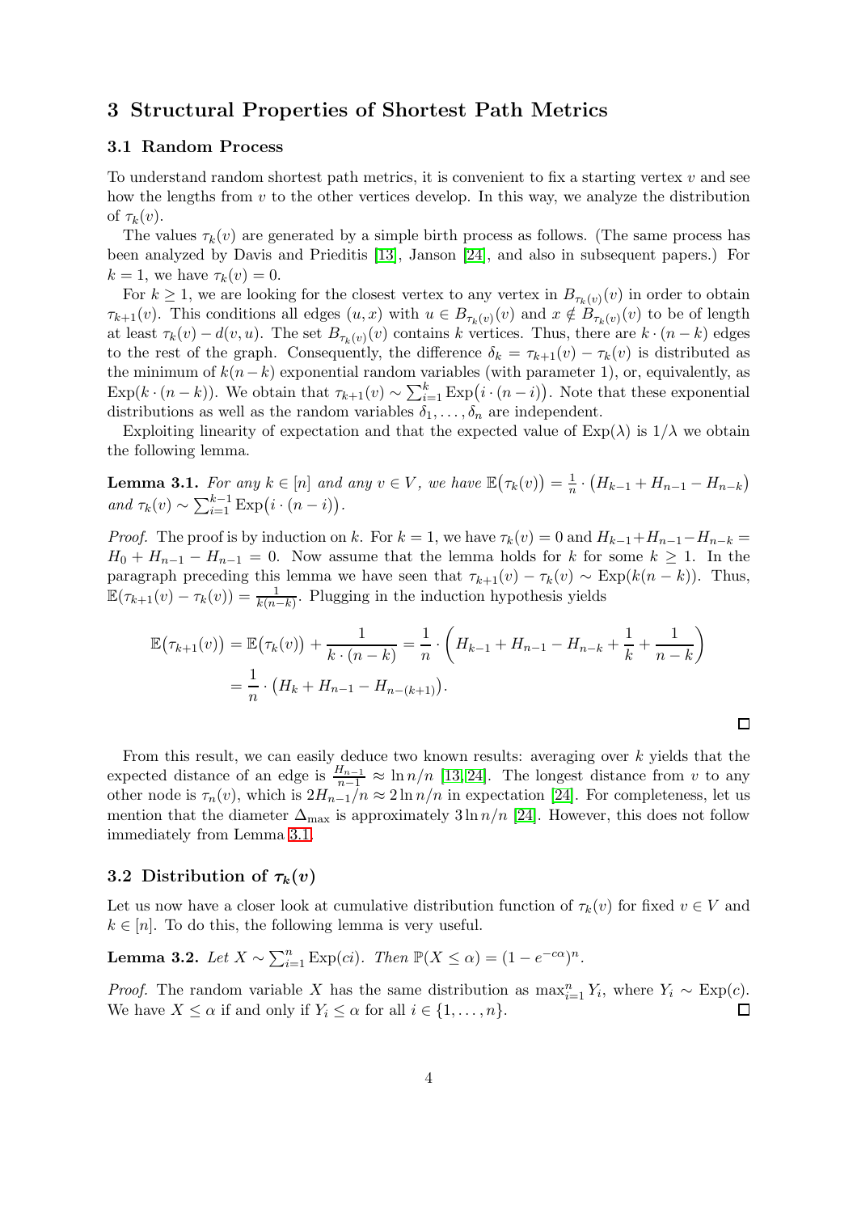## 3 Structural Properties of Shortest Path Metrics

### 3.1 Random Process

To understand random shortest path metrics, it is convenient to fix a starting vertex $v$ and see how the lengths from $v$ to the other vertices develop. In this way, we analyze the distribution of $\tau_k(v)$.

The values $\tau_k(v)$ are generated by a simple birth process as follows. (The same process has been analyzed by Davis and Prieditis [13], Janson [24], and also in subsequent papers.) For $k = 1$, we have $\tau_k(v) = 0$.

For $k \geq 1$, we are looking for the closest vertex to any vertex in $B_{\tau_k(v)}(v)$ in order to obtain $\tau_{k+1}(v)$. This conditions all edges $(u, x)$ with $u \in B_{\tau_k(v)}(v)$ and $x \notin B_{\tau_k(v)}(v)$ to be of length at least $\tau_k(v) - d(v, u)$. The set $B_{\tau_k(v)}(v)$ contains $k$ vertices. Thus, there are $k \cdot (n - k)$ edges to the rest of the graph. Consequently, the difference $\delta_k = \tau_{k+1}(v) - \tau_k(v)$ is distributed as the minimum of $k(n-k)$ exponential random variables (with parameter 1), or, equivalently, as $\mathrm{Exp}(k \cdot (n - k))$. We obtain that $\tau_{k+1}(v) \sim \sum_{i=1}^{k} \mathrm{Exp}\big(i \cdot (n - i)\big)$. Note that these exponential distributions as well as the random variables $\delta_1, \ldots, \delta_n$ are independent.

Exploiting linearity of expectation and that the expected value of $\mathrm{Exp}(\lambda)$ is $1/\lambda$ we obtain the following lemma.

**Lemma 3.1.** *For any $k \in [n]$ and any $v \in V$, we have $\mathbb{E}\big(\tau_k(v)\big) = \frac{1}{n} \cdot \big(H_{k-1} + H_{n-1} - H_{n-k}\big)$ and $\tau_k(v) \sim \sum_{i=1}^{k-1} \mathrm{Exp}\big(i \cdot (n - i)\big)$.*

*Proof.* The proof is by induction on $k$. For $k = 1$, we have $\tau_k(v) = 0$ and $H_{k-1} + H_{n-1} - H_{n-k} = H_0 + H_{n-1} - H_{n-1} = 0$. Now assume that the lemma holds for $k$ for some $k \geq 1$. In the paragraph preceding this lemma we have seen that $\tau_{k+1}(v) - \tau_k(v) \sim \mathrm{Exp}(k(n - k))$. Thus, $\mathbb{E}(\tau_{k+1}(v) - \tau_k(v)) = \frac{1}{k(n-k)}$. Plugging in the induction hypothesis yields

$$
\begin{aligned}
\mathbb{E}\big(\tau_{k+1}(v)\big) &= \mathbb{E}\big(\tau_k(v)\big) + \frac{1}{k \cdot (n-k)} = \frac{1}{n} \cdot \left(H_{k-1} + H_{n-1} - H_{n-k} + \frac{1}{k} + \frac{1}{n-k}\right) \\
&= \frac{1}{n} \cdot \big(H_k + H_{n-1} - H_{n-(k+1)}\big).
\end{aligned}
$$

$\square$

From this result, we can easily deduce two known results: averaging over $k$ yields that the expected distance of an edge is $\frac{H_{n-1}}{n-1} \approx \ln n/n$ [13,24]. The longest distance from $v$ to any other node is $\tau_n(v)$, which is $2H_{n-1}/n \approx 2\ln n/n$ in expectation [24]. For completeness, let us mention that the diameter $\Delta_{\max}$ is approximately $3 \ln n/n$ [24]. However, this does not follow immediately from Lemma 3.1.

### 3.2 Distribution of $\tau_k(v)$

Let us now have a closer look at cumulative distribution function of $\tau_k(v)$ for fixed $v \in V$ and $k \in [n]$. To do this, the following lemma is very useful.

**Lemma 3.2.** *Let $X \sim \sum_{i=1}^{n} \mathrm{Exp}(ci)$. Then $\mathbb{P}(X \leq \alpha) = (1 - e^{-c\alpha})^n$.*

*Proof.* The random variable $X$ has the same distribution as $\max_{i=1}^{n} Y_i$, where $Y_i \sim \mathrm{Exp}(c)$. We have $X \leq \alpha$ if and only if $Y_i \leq \alpha$ for all $i \in \{1, \ldots, n\}$. $\square$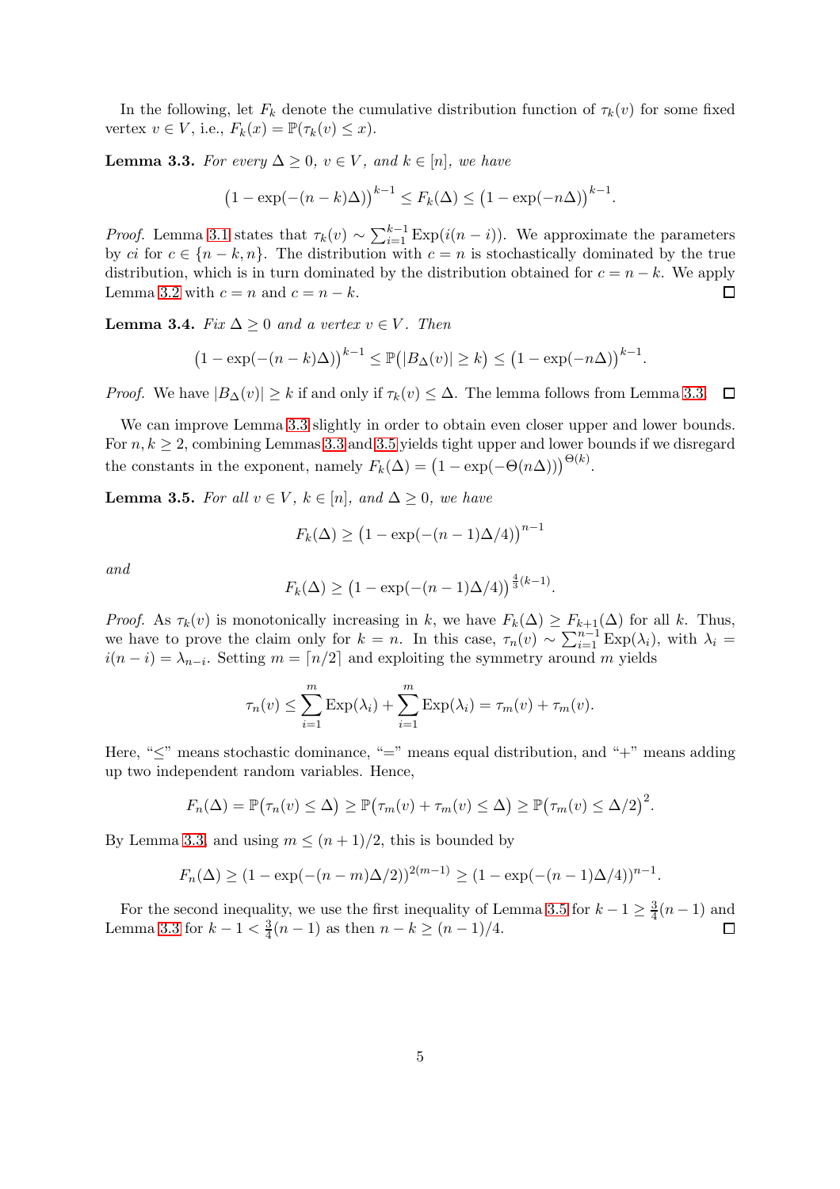In the following, let $F_k$ denote the cumulative distribution function of $\tau_k(v)$ for some fixed vertex $v \in V$, i.e., $F_k(x) = \mathbb{P}(\tau_k(v) \leq x)$.

**Lemma 3.3.** *For every $\Delta \geq 0$, $v \in V$, and $k \in [n]$, we have*

$$\big(1 - \exp(-(n-k)\Delta)\big)^{k-1} \leq F_k(\Delta) \leq \big(1 - \exp(-n\Delta)\big)^{k-1}.$$

*Proof.* Lemma 3.1 states that $\tau_k(v) \sim \sum_{i=1}^{k-1} \mathrm{Exp}(i(n-i))$. We approximate the parameters by $ci$ for $c \in \{n-k, n\}$. The distribution with $c = n$ is stochastically dominated by the true distribution, which is in turn dominated by the distribution obtained for $c = n-k$. We apply Lemma 3.2 with $c = n$ and $c = n-k$. □

**Lemma 3.4.** *Fix $\Delta \geq 0$ and a vertex $v \in V$. Then*

$$\big(1 - \exp(-(n-k)\Delta)\big)^{k-1} \leq \mathbb{P}\big(|B_\Delta(v)| \geq k\big) \leq \big(1 - \exp(-n\Delta)\big)^{k-1}.$$

*Proof.* We have $|B_\Delta(v)| \geq k$ if and only if $\tau_k(v) \leq \Delta$. The lemma follows from Lemma 3.3. □

We can improve Lemma 3.3 slightly in order to obtain even closer upper and lower bounds. For $n, k \geq 2$, combining Lemmas 3.3 and 3.5 yields tight upper and lower bounds if we disregard the constants in the exponent, namely $F_k(\Delta) = \big(1 - \exp(-\Theta(n\Delta))\big)^{\Theta(k)}$.

**Lemma 3.5.** *For all $v \in V$, $k \in [n]$, and $\Delta \geq 0$, we have*

$$F_k(\Delta) \geq \big(1 - \exp(-(n-1)\Delta/4)\big)^{n-1}$$

*and*

$$F_k(\Delta) \geq \big(1 - \exp(-(n-1)\Delta/4)\big)^{\frac{4}{3}(k-1)}.$$

*Proof.* As $\tau_k(v)$ is monotonically increasing in $k$, we have $F_k(\Delta) \geq F_{k+1}(\Delta)$ for all $k$. Thus, we have to prove the claim only for $k = n$. In this case, $\tau_n(v) \sim \sum_{i=1}^{n-1} \mathrm{Exp}(\lambda_i)$, with $\lambda_i = i(n-i) = \lambda_{n-i}$. Setting $m = \lceil n/2 \rceil$ and exploiting the symmetry around $m$ yields

$$\tau_n(v) \leq \sum_{i=1}^{m} \mathrm{Exp}(\lambda_i) + \sum_{i=1}^{m} \mathrm{Exp}(\lambda_i) = \tau_m(v) + \tau_m(v).$$

Here, "$\leq$" means stochastic dominance, "$=$" means equal distribution, and "$+$" means adding up two independent random variables. Hence,

$$F_n(\Delta) = \mathbb{P}\big(\tau_n(v) \leq \Delta\big) \geq \mathbb{P}\big(\tau_m(v) + \tau_m(v) \leq \Delta\big) \geq \mathbb{P}\big(\tau_m(v) \leq \Delta/2\big)^2.$$

By Lemma 3.3, and using $m \leq (n+1)/2$, this is bounded by

$$F_n(\Delta) \geq (1 - \exp(-(n-m)\Delta/2))^{2(m-1)} \geq (1 - \exp(-(n-1)\Delta/4))^{n-1}.$$

For the second inequality, we use the first inequality of Lemma 3.5 for $k - 1 \geq \frac{3}{4}(n-1)$ and Lemma 3.3 for $k - 1 < \frac{3}{4}(n-1)$ as then $n - k \geq (n-1)/4$. □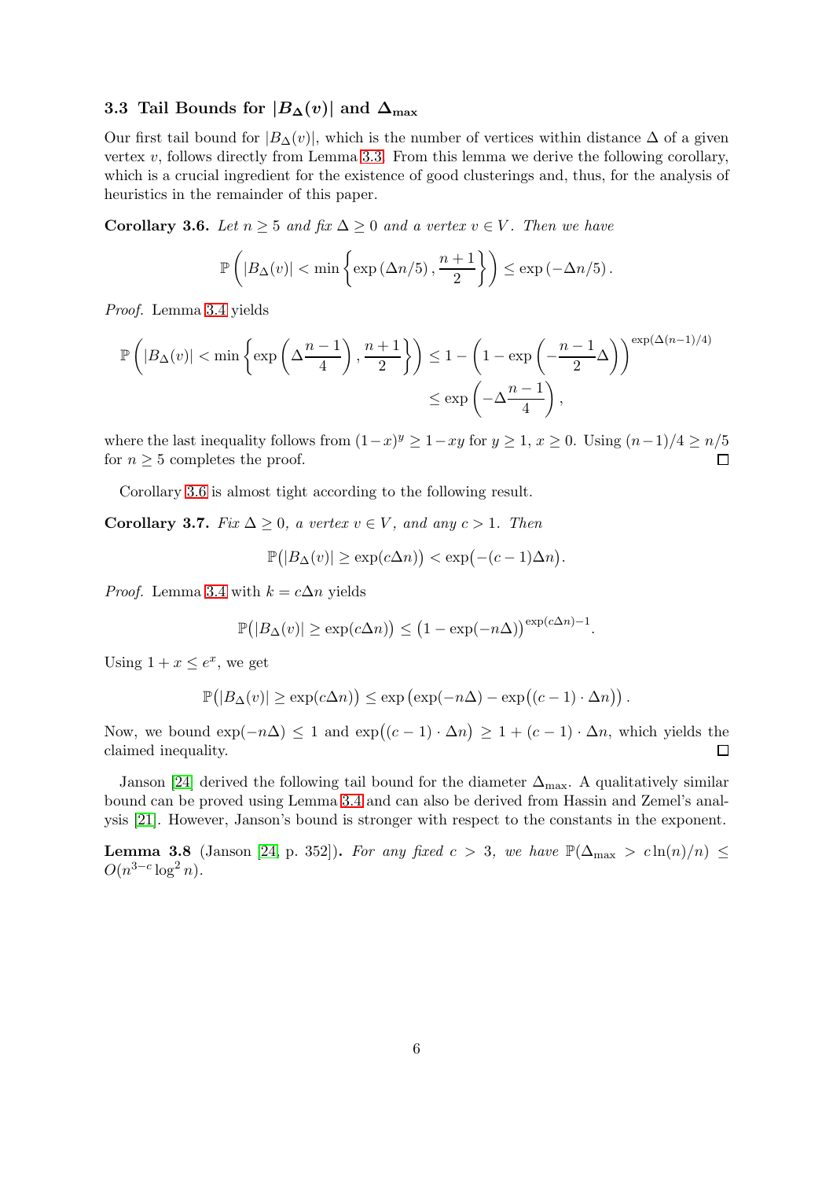### 3.3 Tail Bounds for $|B_\Delta(v)|$ and $\Delta_{\max}$

Our first tail bound for $|B_\Delta(v)|$, which is the number of vertices within distance $\Delta$ of a given vertex $v$, follows directly from Lemma 3.3. From this lemma we derive the following corollary, which is a crucial ingredient for the existence of good clusterings and, thus, for the analysis of heuristics in the remainder of this paper.

**Corollary 3.6.** *Let $n \geq 5$ and fix $\Delta \geq 0$ and a vertex $v \in V$. Then we have*

$$\mathbb{P}\left(|B_\Delta(v)| < \min\left\{\exp\left(\Delta n/5\right), \frac{n+1}{2}\right\}\right) \leq \exp\left(-\Delta n/5\right).$$

*Proof.* Lemma 3.4 yields

$$\begin{aligned}\mathbb{P}\left(|B_\Delta(v)| < \min\left\{\exp\left(\Delta\frac{n-1}{4}\right), \frac{n+1}{2}\right\}\right) &\leq 1 - \left(1 - \exp\left(-\frac{n-1}{2}\Delta\right)\right)^{\exp(\Delta(n-1)/4)} \\ &\leq \exp\left(-\Delta\frac{n-1}{4}\right),\end{aligned}$$

where the last inequality follows from $(1-x)^y \geq 1 - xy$ for $y \geq 1$, $x \geq 0$. Using $(n-1)/4 \geq n/5$ for $n \geq 5$ completes the proof. □

Corollary 3.6 is almost tight according to the following result.

**Corollary 3.7.** *Fix $\Delta \geq 0$, a vertex $v \in V$, and any $c > 1$. Then*

$$\mathbb{P}\big(|B_\Delta(v)| \geq \exp(c\Delta n)\big) < \exp\big(-(c-1)\Delta n\big).$$

*Proof.* Lemma 3.4 with $k = c\Delta n$ yields

$$\mathbb{P}\big(|B_\Delta(v)| \geq \exp(c\Delta n)\big) \leq \big(1 - \exp(-n\Delta)\big)^{\exp(c\Delta n)-1}.$$

Using $1 + x \leq e^x$, we get

$$\mathbb{P}\big(|B_\Delta(v)| \geq \exp(c\Delta n)\big) \leq \exp\big(\exp(-n\Delta) - \exp\big((c-1)\cdot\Delta n\big)\big).$$

Now, we bound $\exp(-n\Delta) \leq 1$ and $\exp\big((c-1)\cdot\Delta n\big) \geq 1 + (c-1)\cdot\Delta n$, which yields the claimed inequality. □

Janson [24] derived the following tail bound for the diameter $\Delta_{\max}$. A qualitatively similar bound can be proved using Lemma 3.4 and can also be derived from Hassin and Zemel's analysis [21]. However, Janson's bound is stronger with respect to the constants in the exponent.

**Lemma 3.8** (Janson [24, p. 352])**.** *For any fixed $c > 3$, we have $\mathbb{P}(\Delta_{\max} > c\ln(n)/n) \leq O(n^{3-c}\log^2 n)$.*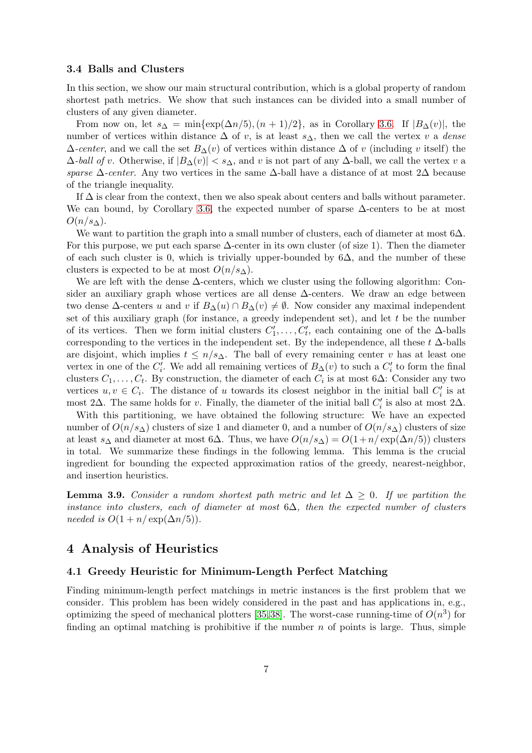### 3.4 Balls and Clusters

In this section, we show our main structural contribution, which is a global property of random shortest path metrics. We show that such instances can be divided into a small number of clusters of any given diameter.

From now on, let $s_\Delta = \min\{\exp(\Delta n/5), (n+1)/2\}$, as in Corollary 3.6. If $|B_\Delta(v)|$, the number of vertices within distance $\Delta$ of $v$, is at least $s_\Delta$, then we call the vertex $v$ a *dense $\Delta$-center*, and we call the set $B_\Delta(v)$ of vertices within distance $\Delta$ of $v$ (including $v$ itself) the *$\Delta$-ball of* $v$. Otherwise, if $|B_\Delta(v)| < s_\Delta$, and $v$ is not part of any $\Delta$-ball, we call the vertex $v$ a *sparse $\Delta$-center*. Any two vertices in the same $\Delta$-ball have a distance of at most $2\Delta$ because of the triangle inequality.

If $\Delta$ is clear from the context, then we also speak about centers and balls without parameter. We can bound, by Corollary 3.6, the expected number of sparse $\Delta$-centers to be at most $O(n/s_\Delta)$.

We want to partition the graph into a small number of clusters, each of diameter at most $6\Delta$. For this purpose, we put each sparse $\Delta$-center in its own cluster (of size 1). Then the diameter of each such cluster is 0, which is trivially upper-bounded by $6\Delta$, and the number of these clusters is expected to be at most $O(n/s_\Delta)$.

We are left with the dense $\Delta$-centers, which we cluster using the following algorithm: Consider an auxiliary graph whose vertices are all dense $\Delta$-centers. We draw an edge between two dense $\Delta$-centers $u$ and $v$ if $B_\Delta(u) \cap B_\Delta(v) \neq \emptyset$. Now consider any maximal independent set of this auxiliary graph (for instance, a greedy independent set), and let $t$ be the number of its vertices. Then we form initial clusters $C'_1, \ldots, C'_t$, each containing one of the $\Delta$-balls corresponding to the vertices in the independent set. By the independence, all these $t$ $\Delta$-balls are disjoint, which implies $t \leq n/s_\Delta$. The ball of every remaining center $v$ has at least one vertex in one of the $C'_i$. We add all remaining vertices of $B_\Delta(v)$ to such a $C'_i$ to form the final clusters $C_1, \ldots, C_t$. By construction, the diameter of each $C_i$ is at most $6\Delta$: Consider any two vertices $u, v \in C_i$. The distance of $u$ towards its closest neighbor in the initial ball $C'_i$ is at most $2\Delta$. The same holds for $v$. Finally, the diameter of the initial ball $C'_i$ is also at most $2\Delta$.

With this partitioning, we have obtained the following structure: We have an expected number of $O(n/s_\Delta)$ clusters of size 1 and diameter 0, and a number of $O(n/s_\Delta)$ clusters of size at least $s_\Delta$ and diameter at most $6\Delta$. Thus, we have $O(n/s_\Delta) = O(1 + n/\exp(\Delta n/5))$ clusters in total. We summarize these findings in the following lemma. This lemma is the crucial ingredient for bounding the expected approximation ratios of the greedy, nearest-neighbor, and insertion heuristics.

**Lemma 3.9.** *Consider a random shortest path metric and let $\Delta \geq 0$. If we partition the instance into clusters, each of diameter at most $6\Delta$, then the expected number of clusters needed is $O(1 + n/\exp(\Delta n/5))$.*

## 4 Analysis of Heuristics

### 4.1 Greedy Heuristic for Minimum-Length Perfect Matching

Finding minimum-length perfect matchings in metric instances is the first problem that we consider. This problem has been widely considered in the past and has applications in, e.g., optimizing the speed of mechanical plotters [35, 38]. The worst-case running-time of $O(n^3)$ for finding an optimal matching is prohibitive if the number $n$ of points is large. Thus, simple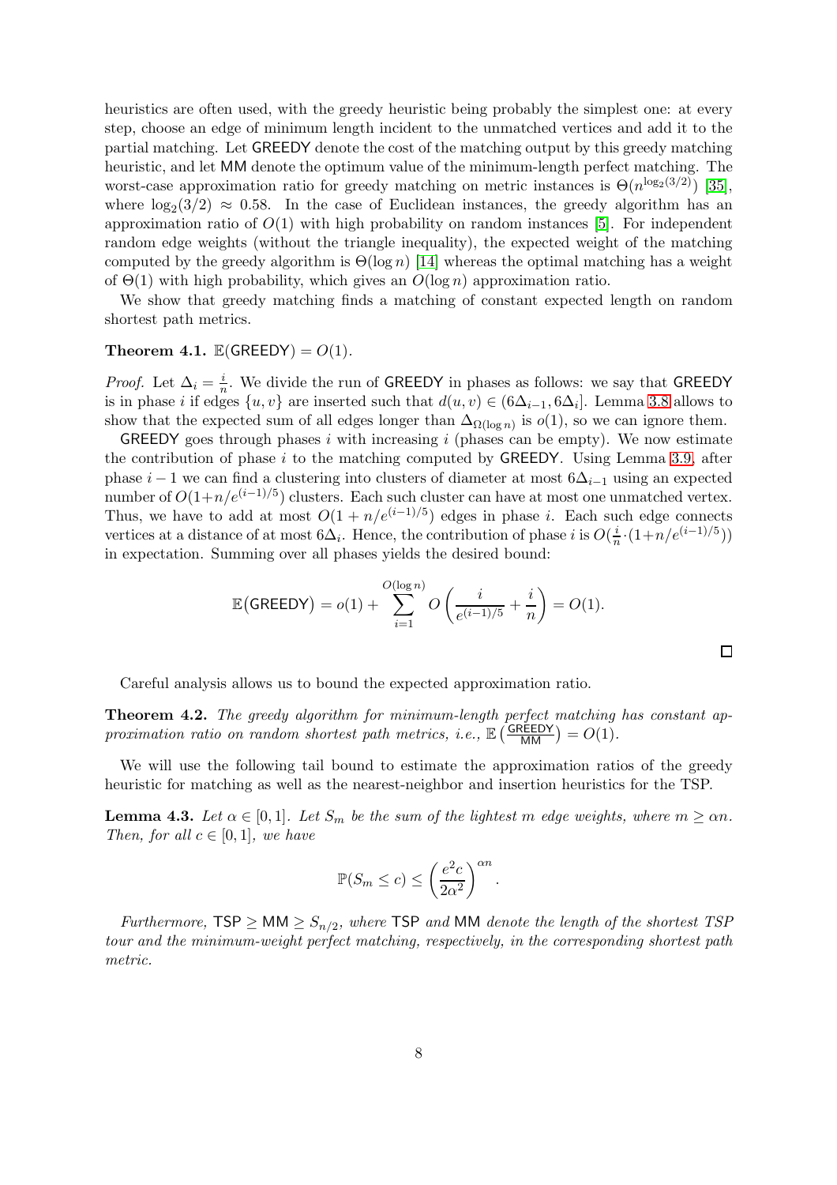heuristics are often used, with the greedy heuristic being probably the simplest one: at every step, choose an edge of minimum length incident to the unmatched vertices and add it to the partial matching. Let GREEDY denote the cost of the matching output by this greedy matching heuristic, and let MM denote the optimum value of the minimum-length perfect matching. The worst-case approximation ratio for greedy matching on metric instances is $\Theta(n^{\log_2(3/2)})$ [35], where $\log_2(3/2) \approx 0.58$. In the case of Euclidean instances, the greedy algorithm has an approximation ratio of $O(1)$ with high probability on random instances [5]. For independent random edge weights (without the triangle inequality), the expected weight of the matching computed by the greedy algorithm is $\Theta(\log n)$ [14] whereas the optimal matching has a weight of $\Theta(1)$ with high probability, which gives an $O(\log n)$ approximation ratio.

We show that greedy matching finds a matching of constant expected length on random shortest path metrics.

**Theorem 4.1.** $\mathbb{E}(\mathsf{GREEDY}) = O(1)$.

*Proof.* Let $\Delta_i = \frac{i}{n}$. We divide the run of GREEDY in phases as follows: we say that GREEDY is in phase $i$ if edges $\{u, v\}$ are inserted such that $d(u, v) \in (6\Delta_{i-1}, 6\Delta_i]$. Lemma 3.8 allows to show that the expected sum of all edges longer than $\Delta_{\Omega(\log n)}$ is $o(1)$, so we can ignore them.

GREEDY goes through phases $i$ with increasing $i$ (phases can be empty). We now estimate the contribution of phase $i$ to the matching computed by GREEDY. Using Lemma 3.9, after phase $i-1$ we can find a clustering into clusters of diameter at most $6\Delta_{i-1}$ using an expected number of $O(1+n/e^{(i-1)/5})$ clusters. Each such cluster can have at most one unmatched vertex. Thus, we have to add at most $O(1 + n/e^{(i-1)/5})$ edges in phase $i$. Each such edge connects vertices at a distance of at most $6\Delta_i$. Hence, the contribution of phase $i$ is $O(\frac{i}{n} \cdot (1+n/e^{(i-1)/5}))$ in expectation. Summing over all phases yields the desired bound:

$$\mathbb{E}(\mathsf{GREEDY}) = o(1) + \sum_{i=1}^{O(\log n)} O\left(\frac{i}{e^{(i-1)/5}} + \frac{i}{n}\right) = O(1).$$

□

Careful analysis allows us to bound the expected approximation ratio.

**Theorem 4.2.** *The greedy algorithm for minimum-length perfect matching has constant approximation ratio on random shortest path metrics, i.e.,* $\mathbb{E}\left(\frac{\mathsf{GREEDY}}{\mathsf{MM}}\right) = O(1)$.

We will use the following tail bound to estimate the approximation ratios of the greedy heuristic for matching as well as the nearest-neighbor and insertion heuristics for the TSP.

**Lemma 4.3.** *Let* $\alpha \in [0, 1]$. *Let* $S_m$ *be the sum of the lightest* $m$ *edge weights, where* $m \geq \alpha n$. *Then, for all* $c \in [0, 1]$, *we have*

$$\mathbb{P}(S_m \leq c) \leq \left(\frac{e^2 c}{2\alpha^2}\right)^{\alpha n}.$$

*Furthermore,* $\mathsf{TSP} \geq \mathsf{MM} \geq S_{n/2}$, *where* TSP *and* MM *denote the length of the shortest TSP tour and the minimum-weight perfect matching, respectively, in the corresponding shortest path metric.*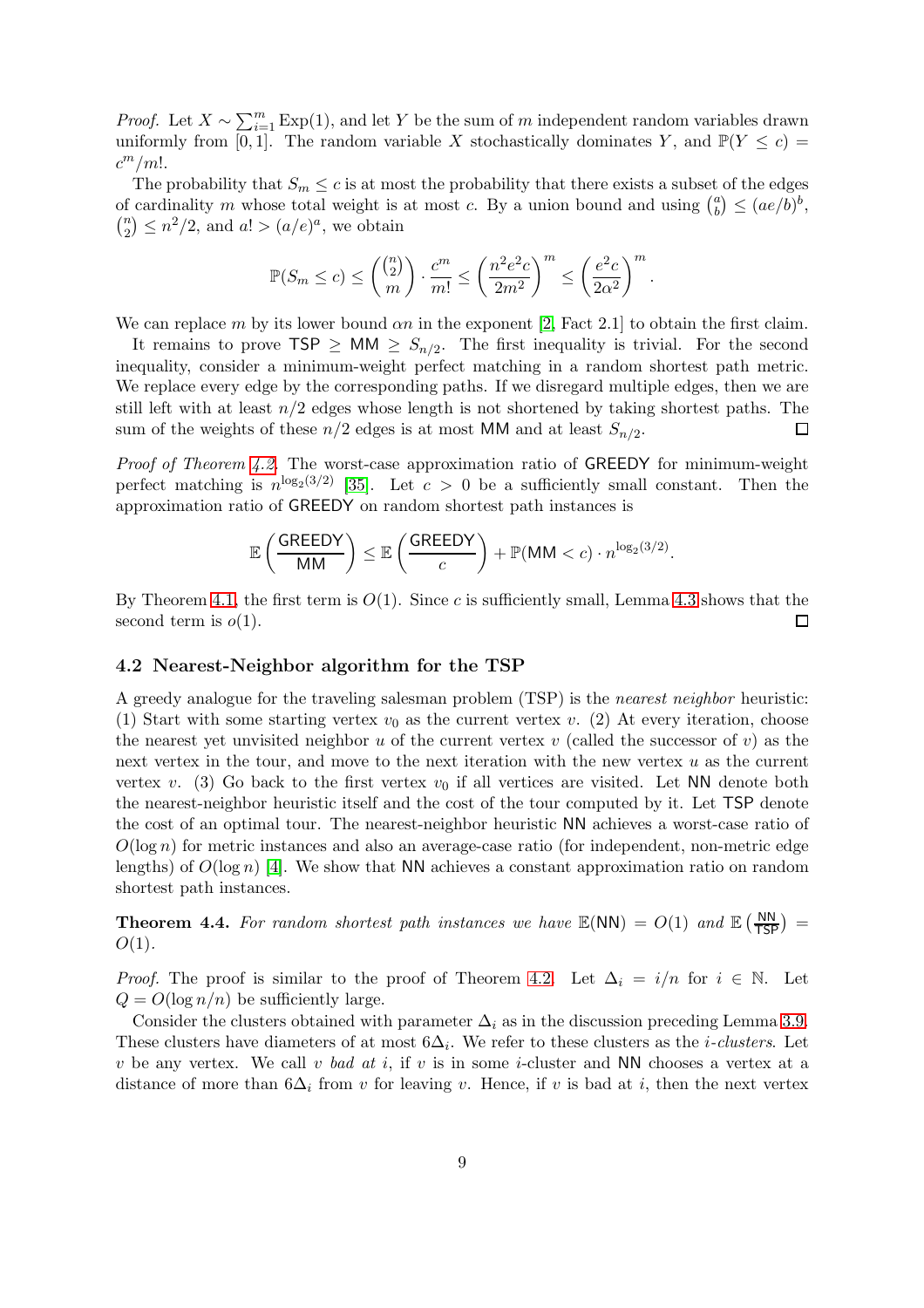*Proof.* Let $X \sim \sum_{i=1}^m \mathrm{Exp}(1)$, and let $Y$ be the sum of $m$ independent random variables drawn uniformly from $[0,1]$. The random variable $X$ stochastically dominates $Y$, and $\mathbb{P}(Y \leq c) = c^m/m!$.

The probability that $S_m \leq c$ is at most the probability that there exists a subset of the edges of cardinality $m$ whose total weight is at most $c$. By a union bound and using $\binom{a}{b} \leq (ae/b)^b$, $\binom{n}{2} \leq n^2/2$, and $a! > (a/e)^a$, we obtain

$$\mathbb{P}(S_m \leq c) \leq \binom{\binom{n}{2}}{m} \cdot \frac{c^m}{m!} \leq \left(\frac{n^2 e^2 c}{2m^2}\right)^m \leq \left(\frac{e^2 c}{2\alpha^2}\right)^m.$$

We can replace $m$ by its lower bound $\alpha n$ in the exponent [2, Fact 2.1] to obtain the first claim.

It remains to prove $\mathsf{TSP} \geq \mathsf{MM} \geq S_{n/2}$. The first inequality is trivial. For the second inequality, consider a minimum-weight perfect matching in a random shortest path metric. We replace every edge by the corresponding paths. If we disregard multiple edges, then we are still left with at least $n/2$ edges whose length is not shortened by taking shortest paths. The sum of the weights of these $n/2$ edges is at most $\mathsf{MM}$ and at least $S_{n/2}$. □

*Proof of Theorem 4.2.* The worst-case approximation ratio of $\mathsf{GREEDY}$ for minimum-weight perfect matching is $n^{\log_2(3/2)}$ [35]. Let $c > 0$ be a sufficiently small constant. Then the approximation ratio of $\mathsf{GREEDY}$ on random shortest path instances is

$$\mathbb{E}\left(\frac{\mathsf{GREEDY}}{\mathsf{MM}}\right) \leq \mathbb{E}\left(\frac{\mathsf{GREEDY}}{c}\right) + \mathbb{P}(\mathsf{MM} < c) \cdot n^{\log_2(3/2)}.$$

By Theorem 4.1, the first term is $O(1)$. Since $c$ is sufficiently small, Lemma 4.3 shows that the second term is $o(1)$. □

### 4.2 Nearest-Neighbor algorithm for the TSP

A greedy analogue for the traveling salesman problem (TSP) is the *nearest neighbor* heuristic: (1) Start with some starting vertex $v_0$ as the current vertex $v$. (2) At every iteration, choose the nearest yet unvisited neighbor $u$ of the current vertex $v$ (called the successor of $v$) as the next vertex in the tour, and move to the next iteration with the new vertex $u$ as the current vertex $v$. (3) Go back to the first vertex $v_0$ if all vertices are visited. Let $\mathsf{NN}$ denote both the nearest-neighbor heuristic itself and the cost of the tour computed by it. Let $\mathsf{TSP}$ denote the cost of an optimal tour. The nearest-neighbor heuristic $\mathsf{NN}$ achieves a worst-case ratio of $O(\log n)$ for metric instances and also an average-case ratio (for independent, non-metric edge lengths) of $O(\log n)$ [4]. We show that $\mathsf{NN}$ achieves a constant approximation ratio on random shortest path instances.

**Theorem 4.4.** *For random shortest path instances we have $\mathbb{E}(\mathsf{NN}) = O(1)$ and $\mathbb{E}\left(\frac{\mathsf{NN}}{\mathsf{TSP}}\right) = O(1)$.*

*Proof.* The proof is similar to the proof of Theorem 4.2. Let $\Delta_i = i/n$ for $i \in \mathbb{N}$. Let $Q = O(\log n/n)$ be sufficiently large.

Consider the clusters obtained with parameter $\Delta_i$ as in the discussion preceding Lemma 3.9. These clusters have diameters of at most $6\Delta_i$. We refer to these clusters as the *$i$-clusters*. Let $v$ be any vertex. We call $v$ *bad at $i$*, if $v$ is in some $i$-cluster and $\mathsf{NN}$ chooses a vertex at a distance of more than $6\Delta_i$ from $v$ for leaving $v$. Hence, if $v$ is bad at $i$, then the next vertex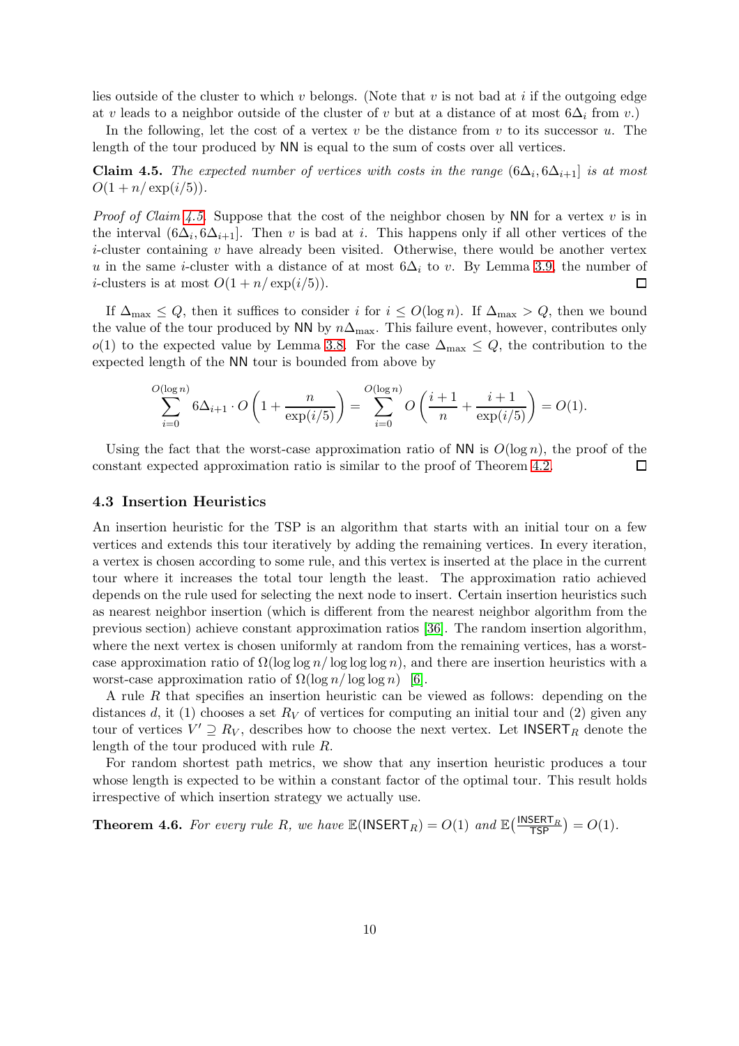lies outside of the cluster to which $v$ belongs. (Note that $v$ is not bad at $i$ if the outgoing edge at $v$ leads to a neighbor outside of the cluster of $v$ but at a distance of at most $6\Delta_i$ from $v$.)

In the following, let the cost of a vertex $v$ be the distance from $v$ to its successor $u$. The length of the tour produced by NN is equal to the sum of costs over all vertices.

**Claim 4.5.** *The expected number of vertices with costs in the range $(6\Delta_i, 6\Delta_{i+1}]$ is at most $O(1 + n/\exp(i/5))$.*

*Proof of Claim 4.5.* Suppose that the cost of the neighbor chosen by NN for a vertex $v$ is in the interval $(6\Delta_i, 6\Delta_{i+1}]$. Then $v$ is bad at $i$. This happens only if all other vertices of the $i$-cluster containing $v$ have already been visited. Otherwise, there would be another vertex $u$ in the same $i$-cluster with a distance of at most $6\Delta_i$ to $v$. By Lemma 3.9, the number of $i$-clusters is at most $O(1 + n/\exp(i/5))$. □

If $\Delta_{\max} \leq Q$, then it suffices to consider $i$ for $i \leq O(\log n)$. If $\Delta_{\max} > Q$, then we bound the value of the tour produced by NN by $n\Delta_{\max}$. This failure event, however, contributes only $o(1)$ to the expected value by Lemma 3.8. For the case $\Delta_{\max} \leq Q$, the contribution to the expected length of the NN tour is bounded from above by

$$\sum_{i=0}^{O(\log n)} 6\Delta_{i+1} \cdot O\left(1 + \frac{n}{\exp(i/5)}\right) = \sum_{i=0}^{O(\log n)} O\left(\frac{i+1}{n} + \frac{i+1}{\exp(i/5)}\right) = O(1).$$

Using the fact that the worst-case approximation ratio of NN is $O(\log n)$, the proof of the constant expected approximation ratio is similar to the proof of Theorem 4.2. □

### 4.3 Insertion Heuristics

An insertion heuristic for the TSP is an algorithm that starts with an initial tour on a few vertices and extends this tour iteratively by adding the remaining vertices. In every iteration, a vertex is chosen according to some rule, and this vertex is inserted at the place in the current tour where it increases the total tour length the least. The approximation ratio achieved depends on the rule used for selecting the next node to insert. Certain insertion heuristics such as nearest neighbor insertion (which is different from the nearest neighbor algorithm from the previous section) achieve constant approximation ratios [36]. The random insertion algorithm, where the next vertex is chosen uniformly at random from the remaining vertices, has a worst-case approximation ratio of $\Omega(\log \log n/ \log \log \log n)$, and there are insertion heuristics with a worst-case approximation ratio of $\Omega(\log n/ \log \log n)$ [6].

A rule $R$ that specifies an insertion heuristic can be viewed as follows: depending on the distances $d$, it (1) chooses a set $R_V$ of vertices for computing an initial tour and (2) given any tour of vertices $V' \supseteq R_V$, describes how to choose the next vertex. Let $\mathsf{INSERT}_R$ denote the length of the tour produced with rule $R$.

For random shortest path metrics, we show that any insertion heuristic produces a tour whose length is expected to be within a constant factor of the optimal tour. This result holds irrespective of which insertion strategy we actually use.

**Theorem 4.6.** *For every rule $R$, we have $\mathbb{E}(\mathsf{INSERT}_R) = O(1)$ and $\mathbb{E}\left(\frac{\mathsf{INSERT}_R}{\mathsf{TSP}}\right) = O(1)$.*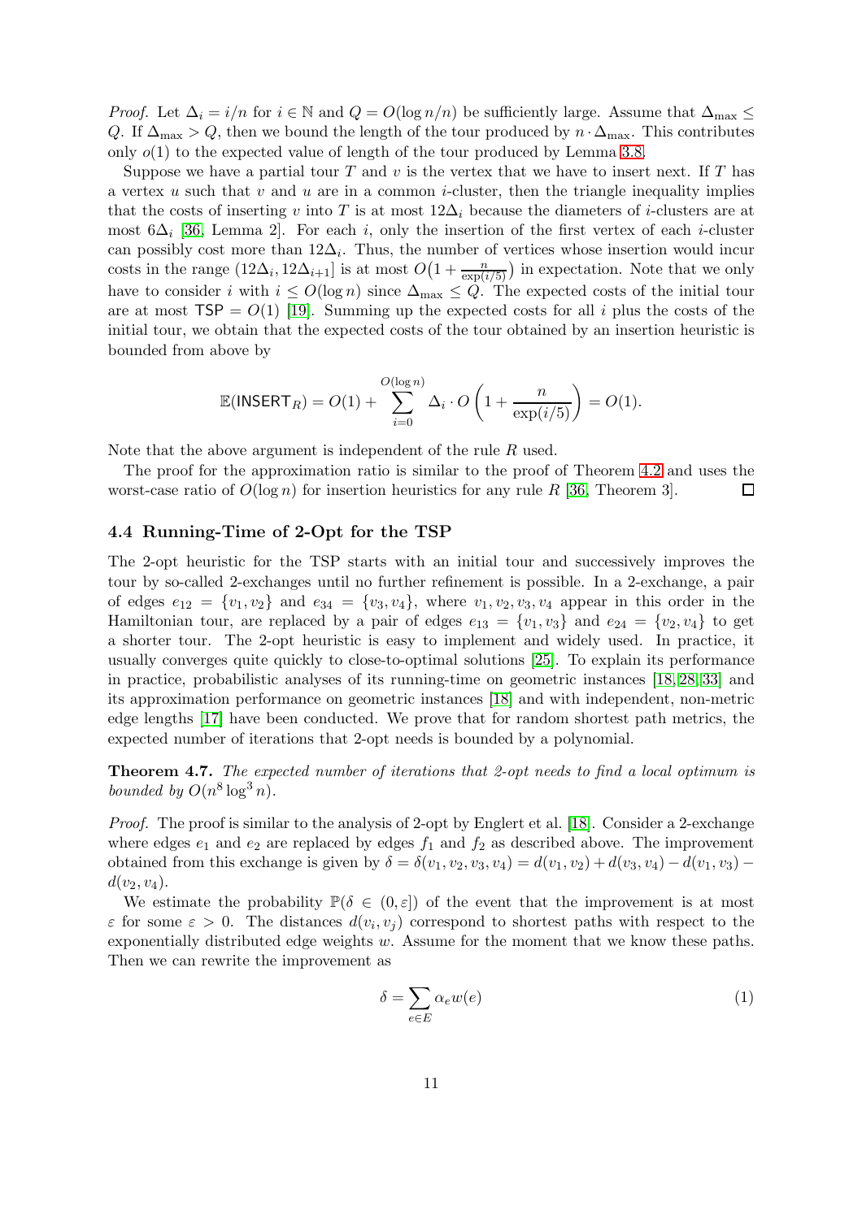*Proof.* Let $\Delta_i = i/n$ for $i \in \mathbb{N}$ and $Q = O(\log n/n)$ be sufficiently large. Assume that $\Delta_{\max} \leq Q$. If $\Delta_{\max} > Q$, then we bound the length of the tour produced by $n \cdot \Delta_{\max}$. This contributes only $o(1)$ to the expected value of length of the tour produced by Lemma 3.8.

Suppose we have a partial tour $T$ and $v$ is the vertex that we have to insert next. If $T$ has a vertex $u$ such that $v$ and $u$ are in a common $i$-cluster, then the triangle inequality implies that the costs of inserting $v$ into $T$ is at most $12\Delta_i$ because the diameters of $i$-clusters are at most $6\Delta_i$ [36, Lemma 2]. For each $i$, only the insertion of the first vertex of each $i$-cluster can possibly cost more than $12\Delta_i$. Thus, the number of vertices whose insertion would incur costs in the range $(12\Delta_i, 12\Delta_{i+1}]$ is at most $O\big(1 + \frac{n}{\exp(i/5)}\big)$ in expectation. Note that we only have to consider $i$ with $i \leq O(\log n)$ since $\Delta_{\max} \leq Q$. The expected costs of the initial tour are at most $\mathsf{TSP} = O(1)$ [19]. Summing up the expected costs for all $i$ plus the costs of the initial tour, we obtain that the expected costs of the tour obtained by an insertion heuristic is bounded from above by

$$\mathbb{E}(\mathsf{INSERT}_R) = O(1) + \sum_{i=0}^{O(\log n)} \Delta_i \cdot O\left(1 + \frac{n}{\exp(i/5)}\right) = O(1).$$

Note that the above argument is independent of the rule $R$ used.

The proof for the approximation ratio is similar to the proof of Theorem 4.2 and uses the worst-case ratio of $O(\log n)$ for insertion heuristics for any rule $R$ [36, Theorem 3]. ◻

### 4.4 Running-Time of 2-Opt for the TSP

The 2-opt heuristic for the TSP starts with an initial tour and successively improves the tour by so-called 2-exchanges until no further refinement is possible. In a 2-exchange, a pair of edges $e_{12} = \{v_1, v_2\}$ and $e_{34} = \{v_3, v_4\}$, where $v_1, v_2, v_3, v_4$ appear in this order in the Hamiltonian tour, are replaced by a pair of edges $e_{13} = \{v_1, v_3\}$ and $e_{24} = \{v_2, v_4\}$ to get a shorter tour. The 2-opt heuristic is easy to implement and widely used. In practice, it usually converges quite quickly to close-to-optimal solutions [25]. To explain its performance in practice, probabilistic analyses of its running-time on geometric instances [18, 28, 33] and its approximation performance on geometric instances [18] and with independent, non-metric edge lengths [17] have been conducted. We prove that for random shortest path metrics, the expected number of iterations that 2-opt needs is bounded by a polynomial.

**Theorem 4.7.** *The expected number of iterations that 2-opt needs to find a local optimum is bounded by $O(n^8 \log^3 n)$.*

*Proof.* The proof is similar to the analysis of 2-opt by Englert et al. [18]. Consider a 2-exchange where edges $e_1$ and $e_2$ are replaced by edges $f_1$ and $f_2$ as described above. The improvement obtained from this exchange is given by $\delta = \delta(v_1, v_2, v_3, v_4) = d(v_1, v_2) + d(v_3, v_4) - d(v_1, v_3) - d(v_2, v_4)$.

We estimate the probability $\mathbb{P}(\delta \in (0, \varepsilon])$ of the event that the improvement is at most $\varepsilon$ for some $\varepsilon > 0$. The distances $d(v_i, v_j)$ correspond to shortest paths with respect to the exponentially distributed edge weights $w$. Assume for the moment that we know these paths. Then we can rewrite the improvement as

$$\delta = \sum_{e \in E} \alpha_e w(e) \tag{1}$$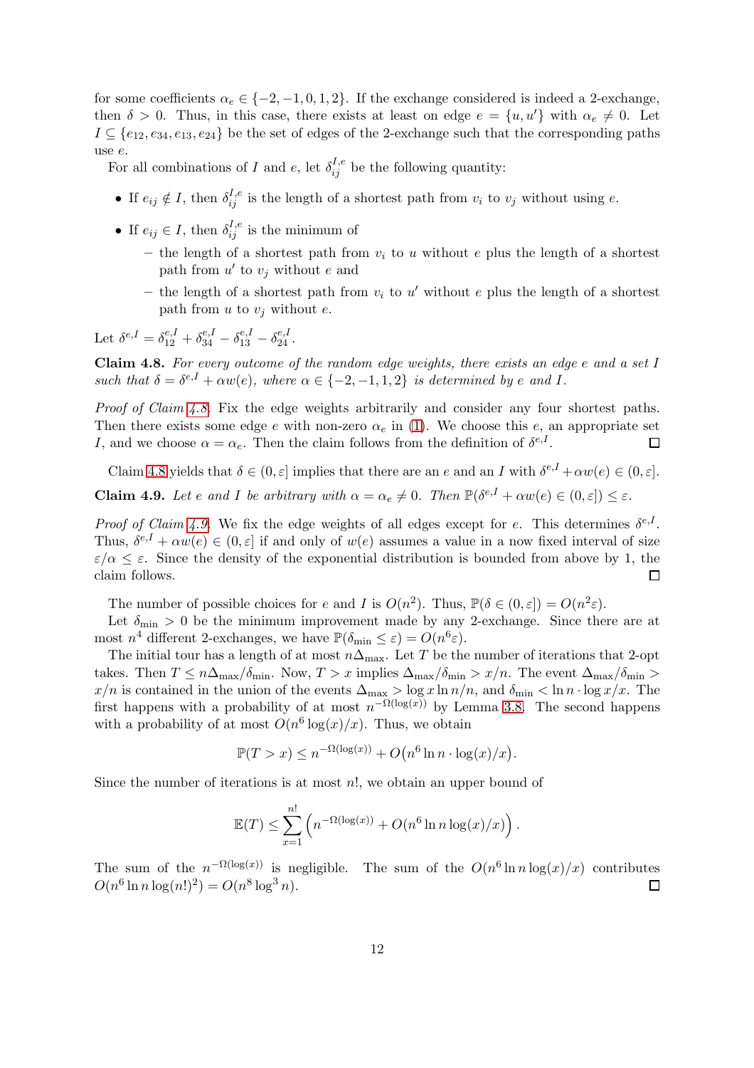for some coefficients $\alpha_e \in \{-2, -1, 0, 1, 2\}$. If the exchange considered is indeed a 2-exchange, then $\delta > 0$. Thus, in this case, there exists at least on edge $e = \{u, u'\}$ with $\alpha_e \neq 0$. Let $I \subseteq \{e_{12}, e_{34}, e_{13}, e_{24}\}$ be the set of edges of the 2-exchange such that the corresponding paths use $e$.

For all combinations of $I$ and $e$, let $\delta_{ij}^{I,e}$ be the following quantity:

- If $e_{ij} \notin I$, then $\delta_{ij}^{I,e}$ is the length of a shortest path from $v_i$ to $v_j$ without using $e$.
- If $e_{ij} \in I$, then $\delta_{ij}^{I,e}$ is the minimum of
  - the length of a shortest path from $v_i$ to $u$ without $e$ plus the length of a shortest path from $u'$ to $v_j$ without $e$ and
  - the length of a shortest path from $v_i$ to $u'$ without $e$ plus the length of a shortest path from $u$ to $v_j$ without $e$.

Let $\delta^{e,I} = \delta_{12}^{e,I} + \delta_{34}^{e,I} - \delta_{13}^{e,I} - \delta_{24}^{e,I}$.

**Claim 4.8.** *For every outcome of the random edge weights, there exists an edge $e$ and a set $I$ such that $\delta = \delta^{e,I} + \alpha w(e)$, where $\alpha \in \{-2, -1, 1, 2\}$ is determined by $e$ and $I$.*

*Proof of Claim 4.8.* Fix the edge weights arbitrarily and consider any four shortest paths. Then there exists some edge $e$ with non-zero $\alpha_e$ in (1). We choose this $e$, an appropriate set $I$, and we choose $\alpha = \alpha_e$. Then the claim follows from the definition of $\delta^{e,I}$. □

Claim 4.8 yields that $\delta \in (0, \varepsilon]$ implies that there are an $e$ and an $I$ with $\delta^{e,I} + \alpha w(e) \in (0, \varepsilon]$.

**Claim 4.9.** *Let $e$ and $I$ be arbitrary with $\alpha = \alpha_e \neq 0$. Then $\mathbb{P}(\delta^{e,I} + \alpha w(e) \in (0, \varepsilon]) \leq \varepsilon$.*

*Proof of Claim 4.9.* We fix the edge weights of all edges except for $e$. This determines $\delta^{e,I}$. Thus, $\delta^{e,I} + \alpha w(e) \in (0, \varepsilon]$ if and only of $w(e)$ assumes a value in a now fixed interval of size $\varepsilon/\alpha \leq \varepsilon$. Since the density of the exponential distribution is bounded from above by 1, the claim follows. □

The number of possible choices for $e$ and $I$ is $O(n^2)$. Thus, $\mathbb{P}(\delta \in (0, \varepsilon]) = O(n^2 \varepsilon)$.

Let $\delta_{\min} > 0$ be the minimum improvement made by any 2-exchange. Since there are at most $n^4$ different 2-exchanges, we have $\mathbb{P}(\delta_{\min} \leq \varepsilon) = O(n^6 \varepsilon)$.

The initial tour has a length of at most $n\Delta_{\max}$. Let $T$ be the number of iterations that 2-opt takes. Then $T \leq n\Delta_{\max}/\delta_{\min}$. Now, $T > x$ implies $\Delta_{\max}/\delta_{\min} > x/n$. The event $\Delta_{\max}/\delta_{\min} > x/n$ is contained in the union of the events $\Delta_{\max} > \log x \ln n/n$, and $\delta_{\min} < \ln n \cdot \log x/x$. The first happens with a probability of at most $n^{-\Omega(\log(x))}$ by Lemma 3.8. The second happens with a probability of at most $O(n^6 \log(x)/x)$. Thus, we obtain

$$\mathbb{P}(T > x) \leq n^{-\Omega(\log(x))} + O\big(n^6 \ln n \cdot \log(x)/x\big).$$

Since the number of iterations is at most $n!$, we obtain an upper bound of

$$\mathbb{E}(T) \leq \sum_{x=1}^{n!} \left( n^{-\Omega(\log(x))} + O(n^6 \ln n \log(x)/x) \right).$$

The sum of the $n^{-\Omega(\log(x))}$ is negligible. The sum of the $O(n^6 \ln n \log(x)/x)$ contributes $O(n^6 \ln n \log(n!)^2) = O(n^8 \log^3 n)$. □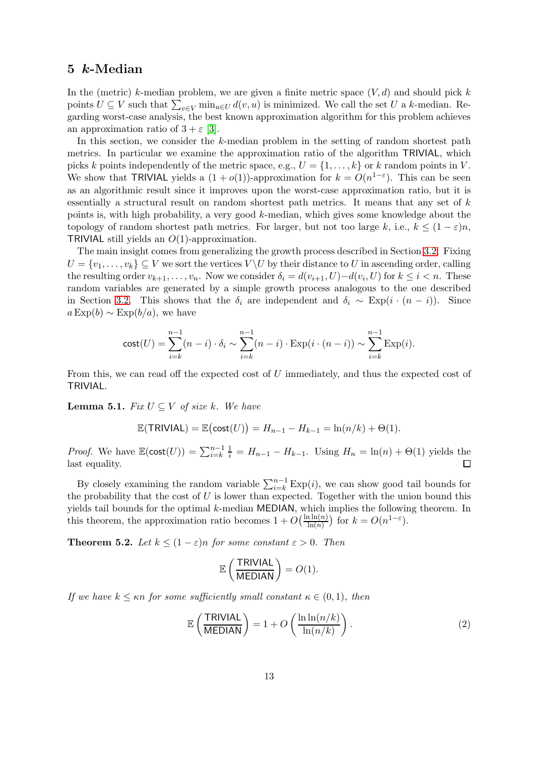## 5 $k$-Median

In the (metric) $k$-median problem, we are given a finite metric space $(V, d)$ and should pick $k$ points $U \subseteq V$ such that $\sum_{v \in V} \min_{u \in U} d(v, u)$ is minimized. We call the set $U$ a $k$-median. Regarding worst-case analysis, the best known approximation algorithm for this problem achieves an approximation ratio of $3 + \varepsilon$ [3].

In this section, we consider the $k$-median problem in the setting of random shortest path metrics. In particular we examine the approximation ratio of the algorithm $\mathsf{TRIVIAL}$, which picks $k$ points independently of the metric space, e.g., $U = \{1, \ldots, k\}$ or $k$ random points in $V$. We show that $\mathsf{TRIVIAL}$ yields a $(1 + o(1))$-approximation for $k = O(n^{1-\varepsilon})$. This can be seen as an algorithmic result since it improves upon the worst-case approximation ratio, but it is essentially a structural result on random shortest path metrics. It means that any set of $k$ points is, with high probability, a very good $k$-median, which gives some knowledge about the topology of random shortest path metrics. For larger, but not too large $k$, i.e., $k \leq (1 - \varepsilon)n$, $\mathsf{TRIVIAL}$ still yields an $O(1)$-approximation.

The main insight comes from generalizing the growth process described in Section 3.2. Fixing $U = \{v_1, \ldots, v_k\} \subseteq V$ we sort the vertices $V \backslash U$ by their distance to $U$ in ascending order, calling the resulting order $v_{k+1}, \ldots, v_n$. Now we consider $\delta_i = d(v_{i+1}, U) - d(v_i, U)$ for $k \leq i < n$. These random variables are generated by a simple growth process analogous to the one described in Section 3.2. This shows that the $\delta_i$ are independent and $\delta_i \sim \mathrm{Exp}(i \cdot (n - i))$. Since $a \, \mathrm{Exp}(b) \sim \mathrm{Exp}(b/a)$, we have

$$\mathsf{cost}(U) = \sum_{i=k}^{n-1} (n - i) \cdot \delta_i \sim \sum_{i=k}^{n-1} (n - i) \cdot \mathrm{Exp}(i \cdot (n - i)) \sim \sum_{i=k}^{n-1} \mathrm{Exp}(i).$$

From this, we can read off the expected cost of $U$ immediately, and thus the expected cost of $\mathsf{TRIVIAL}$.

**Lemma 5.1.** *Fix $U \subseteq V$ of size $k$. We have*

$$\mathbb{E}(\mathsf{TRIVIAL}) = \mathbb{E}\big(\mathsf{cost}(U)\big) = H_{n-1} - H_{k-1} = \ln(n/k) + \Theta(1).$$

*Proof.* We have $\mathbb{E}(\mathsf{cost}(U)) = \sum_{i=k}^{n-1} \frac{1}{i} = H_{n-1} - H_{k-1}$. Using $H_n = \ln(n) + \Theta(1)$ yields the last equality. $\square$

By closely examining the random variable $\sum_{i=k}^{n-1} \mathrm{Exp}(i)$, we can show good tail bounds for the probability that the cost of $U$ is lower than expected. Together with the union bound this yields tail bounds for the optimal $k$-median $\mathsf{MEDIAN}$, which implies the following theorem. In this theorem, the approximation ratio becomes $1 + O\big(\frac{\ln \ln(n)}{\ln(n)}\big)$ for $k = O(n^{1-\varepsilon})$.

**Theorem 5.2.** *Let $k \leq (1 - \varepsilon)n$ for some constant $\varepsilon > 0$. Then*

$$\mathbb{E}\left(\frac{\mathsf{TRIVIAL}}{\mathsf{MEDIAN}}\right) = O(1).$$

*If we have $k \leq \kappa n$ for some sufficiently small constant $\kappa \in (0, 1)$, then*

$$\mathbb{E}\left(\frac{\mathsf{TRIVIAL}}{\mathsf{MEDIAN}}\right) = 1 + O\left(\frac{\ln \ln(n/k)}{\ln(n/k)}\right). \tag{2}$$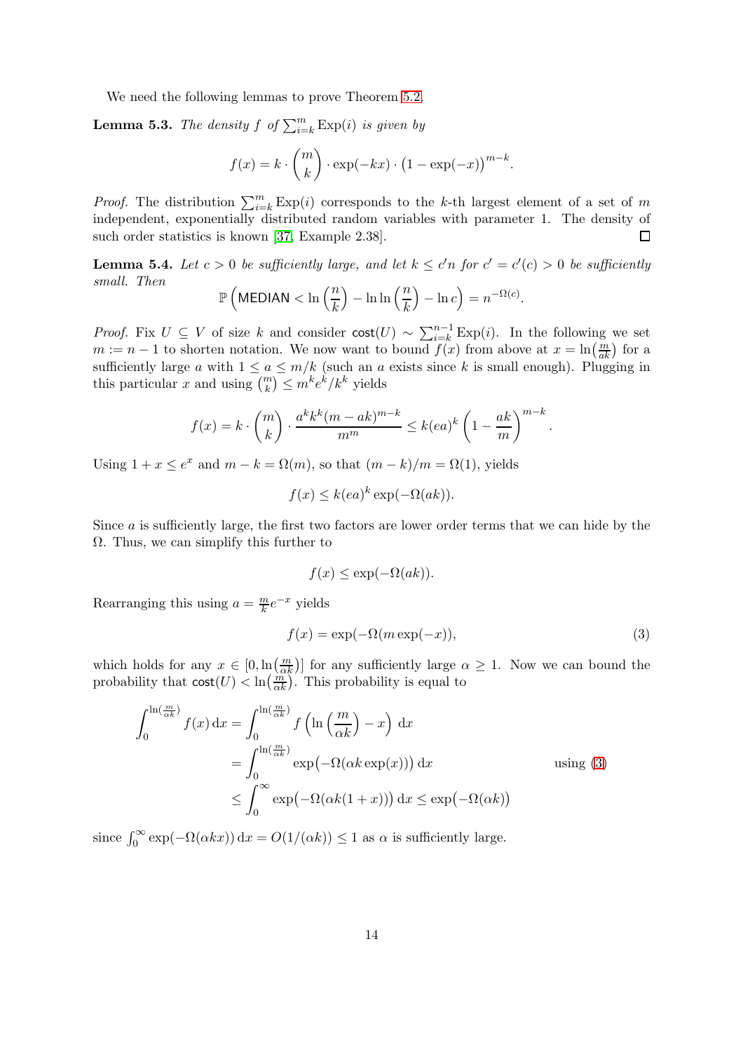We need the following lemmas to prove Theorem 5.2.

**Lemma 5.3.** *The density $f$ of $\sum_{i=k}^{m} \mathrm{Exp}(i)$ is given by*

$$f(x) = k \cdot \binom{m}{k} \cdot \exp(-kx) \cdot \big(1 - \exp(-x)\big)^{m-k}.$$

*Proof.* The distribution $\sum_{i=k}^{m} \mathrm{Exp}(i)$ corresponds to the $k$-th largest element of a set of $m$ independent, exponentially distributed random variables with parameter 1. The density of such order statistics is known [37, Example 2.38]. □

**Lemma 5.4.** *Let $c > 0$ be sufficiently large, and let $k \leq c'n$ for $c' = c'(c) > 0$ be sufficiently small. Then*

$$\mathbb{P}\left(\mathsf{MEDIAN} < \ln\left(\frac{n}{k}\right) - \ln\ln\left(\frac{n}{k}\right) - \ln c\right) = n^{-\Omega(c)}.$$

*Proof.* Fix $U \subseteq V$ of size $k$ and consider $\mathsf{cost}(U) \sim \sum_{i=k}^{n-1} \mathrm{Exp}(i)$. In the following we set $m := n - 1$ to shorten notation. We now want to bound $f(x)$ from above at $x = \ln\left(\frac{m}{ak}\right)$ for a sufficiently large $a$ with $1 \leq a \leq m/k$ (such an $a$ exists since $k$ is small enough). Plugging in this particular $x$ and using $\binom{m}{k} \leq m^k e^k / k^k$ yields

$$f(x) = k \cdot \binom{m}{k} \cdot \frac{a^k k^k (m - ak)^{m-k}}{m^m} \leq k(ea)^k \left(1 - \frac{ak}{m}\right)^{m-k}.$$

Using $1 + x \leq e^x$ and $m - k = \Omega(m)$, so that $(m - k)/m = \Omega(1)$, yields

$$f(x) \leq k(ea)^k \exp(-\Omega(ak)).$$

Since $a$ is sufficiently large, the first two factors are lower order terms that we can hide by the $\Omega$. Thus, we can simplify this further to

$$f(x) \leq \exp(-\Omega(ak)).$$

Rearranging this using $a = \frac{m}{k} e^{-x}$ yields

$$f(x) = \exp(-\Omega(m \exp(-x)), \tag{3}$$

which holds for any $x \in [0, \ln\left(\frac{m}{\alpha k}\right)]$ for any sufficiently large $\alpha \geq 1$. Now we can bound the probability that $\mathsf{cost}(U) < \ln\left(\frac{m}{\alpha k}\right)$. This probability is equal to

$$\begin{aligned}
\int_0^{\ln\left(\frac{m}{\alpha k}\right)} f(x)\, \mathrm{d}x &= \int_0^{\ln\left(\frac{m}{\alpha k}\right)} f\left(\ln\left(\frac{m}{\alpha k}\right) - x\right)\, \mathrm{d}x \\
&= \int_0^{\ln\left(\frac{m}{\alpha k}\right)} \exp\big(-\Omega(\alpha k \exp(x))\big)\, \mathrm{d}x \qquad \text{using (3)} \\
&\leq \int_0^{\infty} \exp\big(-\Omega(\alpha k(1 + x))\big)\, \mathrm{d}x \leq \exp\big(-\Omega(\alpha k)\big)
\end{aligned}$$

since $\int_0^{\infty} \exp(-\Omega(\alpha k x))\, \mathrm{d}x = O(1/(\alpha k)) \leq 1$ as $\alpha$ is sufficiently large.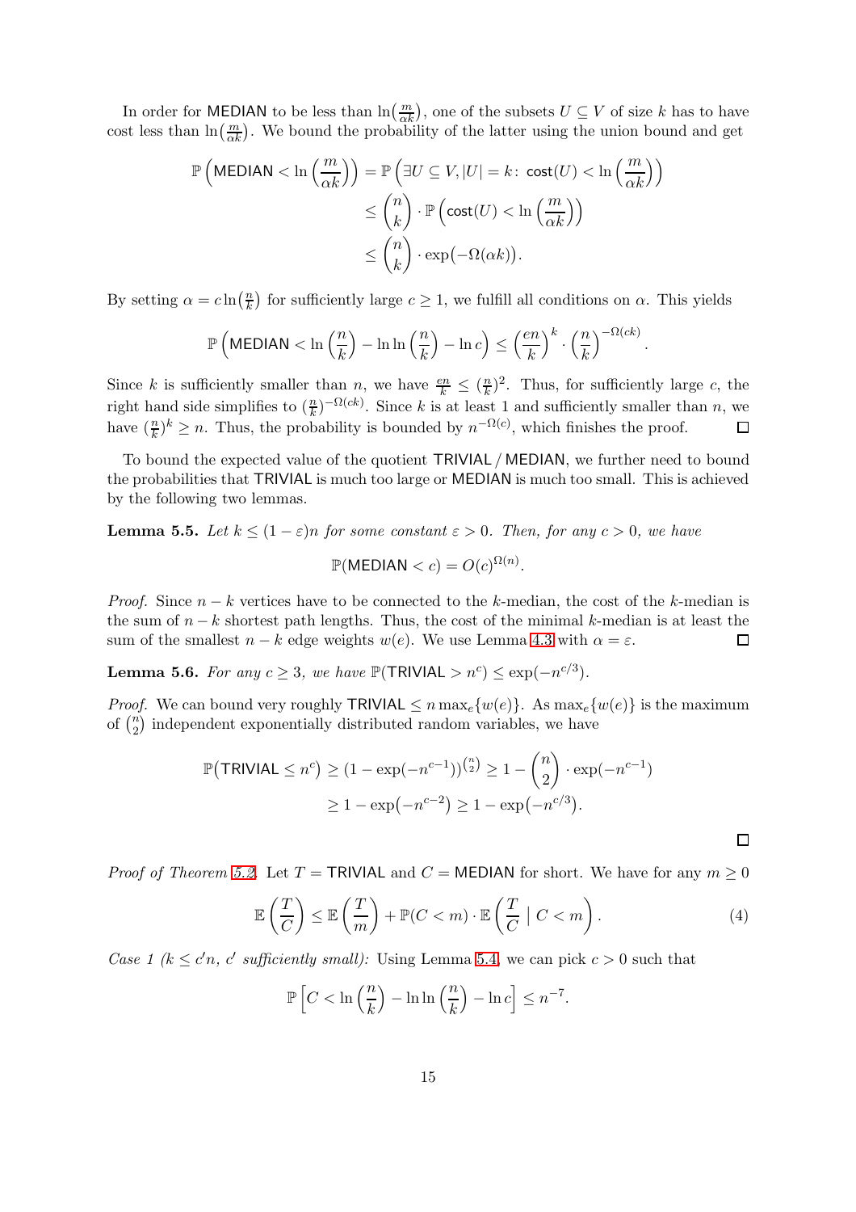In order for $\mathsf{MEDIAN}$ to be less than $\ln\left(\frac{m}{\alpha k}\right)$, one of the subsets $U \subseteq V$ of size $k$ has to have cost less than $\ln\left(\frac{m}{\alpha k}\right)$. We bound the probability of the latter using the union bound and get

$$
\begin{aligned}
\mathbb{P}\left(\mathsf{MEDIAN} < \ln\left(\frac{m}{\alpha k}\right)\right) &= \mathbb{P}\left(\exists U \subseteq V, |U| = k \colon \mathsf{cost}(U) < \ln\left(\frac{m}{\alpha k}\right)\right) \\
&\le \binom{n}{k} \cdot \mathbb{P}\left(\mathsf{cost}(U) < \ln\left(\frac{m}{\alpha k}\right)\right) \\
&\le \binom{n}{k} \cdot \exp\bigl(-\Omega(\alpha k)\bigr).
\end{aligned}
$$

By setting $\alpha = c\ln\left(\frac{n}{k}\right)$ for sufficiently large $c \ge 1$, we fulfill all conditions on $\alpha$. This yields

$$
\mathbb{P}\left(\mathsf{MEDIAN} < \ln\left(\frac{n}{k}\right) - \ln\ln\left(\frac{n}{k}\right) - \ln c\right) \le \left(\frac{en}{k}\right)^{k} \cdot \left(\frac{n}{k}\right)^{-\Omega(ck)}.
$$

Since $k$ is sufficiently smaller than $n$, we have $\frac{en}{k} \le (\frac{n}{k})^2$. Thus, for sufficiently large $c$, the right hand side simplifies to $(\frac{n}{k})^{-\Omega(ck)}$. Since $k$ is at least 1 and sufficiently smaller than $n$, we have $(\frac{n}{k})^k \ge n$. Thus, the probability is bounded by $n^{-\Omega(c)}$, which finishes the proof. $\square$

To bound the expected value of the quotient $\mathsf{TRIVIAL} / \mathsf{MEDIAN}$, we further need to bound the probabilities that $\mathsf{TRIVIAL}$ is much too large or $\mathsf{MEDIAN}$ is much too small. This is achieved by the following two lemmas.

**Lemma 5.5.** *Let $k \le (1-\varepsilon)n$ for some constant $\varepsilon > 0$. Then, for any $c > 0$, we have*

$$
\mathbb{P}(\mathsf{MEDIAN} < c) = O(c)^{\Omega(n)}.
$$

*Proof.* Since $n - k$ vertices have to be connected to the $k$-median, the cost of the $k$-median is the sum of $n - k$ shortest path lengths. Thus, the cost of the minimal $k$-median is at least the sum of the smallest $n - k$ edge weights $w(e)$. We use Lemma 4.3 with $\alpha = \varepsilon$. $\square$

**Lemma 5.6.** *For any $c \ge 3$, we have $\mathbb{P}(\mathsf{TRIVIAL} > n^c) \le \exp(-n^{c/3})$.*

*Proof.* We can bound very roughly $\mathsf{TRIVIAL} \le n \max_e\{w(e)\}$. As $\max_e\{w(e)\}$ is the maximum of $\binom{n}{2}$ independent exponentially distributed random variables, we have

$$
\begin{aligned}
\mathbb{P}\bigl(\mathsf{TRIVIAL} \le n^c\bigr) &\ge (1 - \exp(-n^{c-1}))^{\binom{n}{2}} \ge 1 - \binom{n}{2} \cdot \exp(-n^{c-1}) \\
&\ge 1 - \exp\bigl(-n^{c-2}\bigr) \ge 1 - \exp\bigl(-n^{c/3}\bigr).
\end{aligned}
$$

$\square$

*Proof of Theorem 5.2.* Let $T = \mathsf{TRIVIAL}$ and $C = \mathsf{MEDIAN}$ for short. We have for any $m \ge 0$

$$
\mathbb{E}\left(\frac{T}{C}\right) \le \mathbb{E}\left(\frac{T}{m}\right) + \mathbb{P}(C < m) \cdot \mathbb{E}\left(\frac{T}{C} \;\middle|\; C < m\right). \tag{4}
$$

*Case 1 ($k \le c'n$, $c'$ sufficiently small):* Using Lemma 5.4, we can pick $c > 0$ such that

$$
\mathbb{P}\left[C < \ln\left(\frac{n}{k}\right) - \ln\ln\left(\frac{n}{k}\right) - \ln c\right] \le n^{-7}.
$$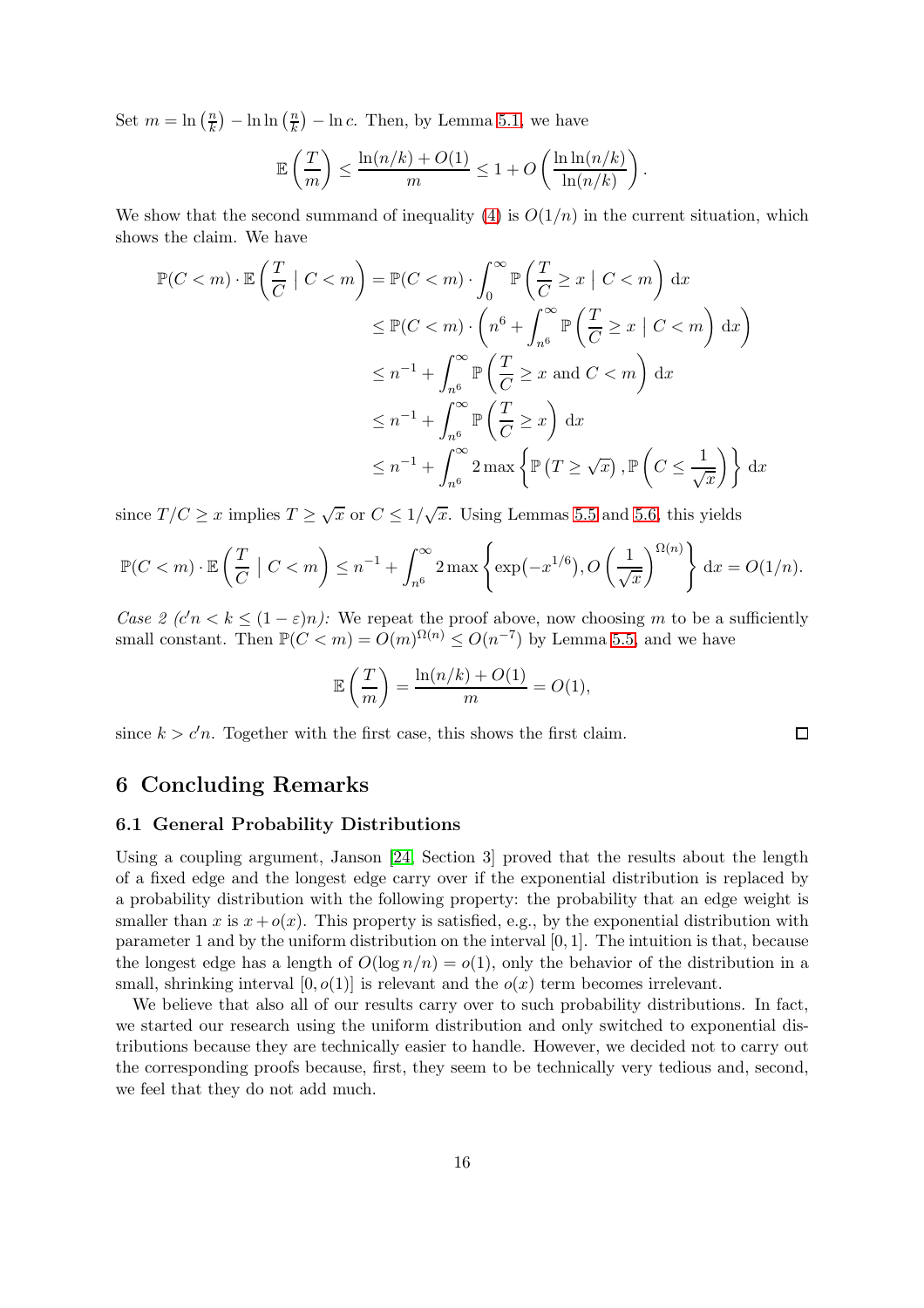Set $m = \ln\left(\frac{n}{k}\right) - \ln\ln\left(\frac{n}{k}\right) - \ln c$. Then, by Lemma 5.1, we have

$$\mathbb{E}\left(\frac{T}{m}\right) \leq \frac{\ln(n/k) + O(1)}{m} \leq 1 + O\left(\frac{\ln\ln(n/k)}{\ln(n/k)}\right).$$

We show that the second summand of inequality (4) is $O(1/n)$ in the current situation, which shows the claim. We have

$$\begin{aligned}
\mathbb{P}(C < m) \cdot \mathbb{E}\left(\frac{T}{C} \mid C < m\right) &= \mathbb{P}(C < m) \cdot \int_0^\infty \mathbb{P}\left(\frac{T}{C} \geq x \mid C < m\right) \mathrm{d}x \\
&\leq \mathbb{P}(C < m) \cdot \left(n^6 + \int_{n^6}^\infty \mathbb{P}\left(\frac{T}{C} \geq x \mid C < m\right) \mathrm{d}x\right) \\
&\leq n^{-1} + \int_{n^6}^\infty \mathbb{P}\left(\frac{T}{C} \geq x \text{ and } C < m\right) \mathrm{d}x \\
&\leq n^{-1} + \int_{n^6}^\infty \mathbb{P}\left(\frac{T}{C} \geq x\right) \mathrm{d}x \\
&\leq n^{-1} + \int_{n^6}^\infty 2\max\left\{\mathbb{P}\left(T \geq \sqrt{x}\right), \mathbb{P}\left(C \leq \frac{1}{\sqrt{x}}\right)\right\} \mathrm{d}x
\end{aligned}$$

since $T/C \geq x$ implies $T \geq \sqrt{x}$ or $C \leq 1/\sqrt{x}$. Using Lemmas 5.5 and 5.6, this yields

$$\mathbb{P}(C < m) \cdot \mathbb{E}\left(\frac{T}{C} \mid C < m\right) \leq n^{-1} + \int_{n^6}^\infty 2\max\left\{\exp(-x^{1/6}), O\left(\frac{1}{\sqrt{x}}\right)^{\Omega(n)}\right\} \mathrm{d}x = O(1/n).$$

*Case 2 ($c'n < k \leq (1-\varepsilon)n$):* We repeat the proof above, now choosing $m$ to be a sufficiently small constant. Then $\mathbb{P}(C < m) = O(m)^{\Omega(n)} \leq O(n^{-7})$ by Lemma 5.5, and we have

$$\mathbb{E}\left(\frac{T}{m}\right) = \frac{\ln(n/k) + O(1)}{m} = O(1),$$

since $k > c'n$. Together with the first case, this shows the first claim. □

## 6 Concluding Remarks

### 6.1 General Probability Distributions

Using a coupling argument, Janson [24, Section 3] proved that the results about the length of a fixed edge and the longest edge carry over if the exponential distribution is replaced by a probability distribution with the following property: the probability that an edge weight is smaller than $x$ is $x + o(x)$. This property is satisfied, e.g., by the exponential distribution with parameter 1 and by the uniform distribution on the interval $[0, 1]$. The intuition is that, because the longest edge has a length of $O(\log n/n) = o(1)$, only the behavior of the distribution in a small, shrinking interval $[0, o(1)]$ is relevant and the $o(x)$ term becomes irrelevant.

We believe that also all of our results carry over to such probability distributions. In fact, we started our research using the uniform distribution and only switched to exponential distributions because they are technically easier to handle. However, we decided not to carry out the corresponding proofs because, first, they seem to be technically very tedious and, second, we feel that they do not add much.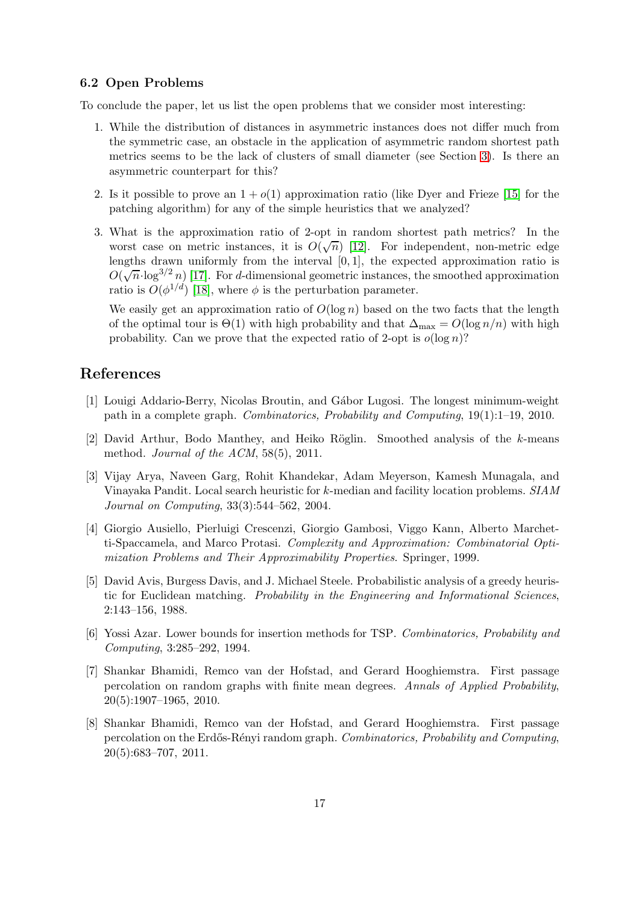### 6.2 Open Problems

To conclude the paper, let us list the open problems that we consider most interesting:

1. While the distribution of distances in asymmetric instances does not differ much from the symmetric case, an obstacle in the application of asymmetric random shortest path metrics seems to be the lack of clusters of small diameter (see Section 3). Is there an asymmetric counterpart for this?

2. Is it possible to prove an $1 + o(1)$ approximation ratio (like Dyer and Frieze [15] for the patching algorithm) for any of the simple heuristics that we analyzed?

3. What is the approximation ratio of 2-opt in random shortest path metrics? In the worst case on metric instances, it is $O(\sqrt{n})$ [12]. For independent, non-metric edge lengths drawn uniformly from the interval $[0, 1]$, the expected approximation ratio is $O(\sqrt{n} \cdot \log^{3/2} n)$ [17]. For $d$-dimensional geometric instances, the smoothed approximation ratio is $O(\phi^{1/d})$ [18], where $\phi$ is the perturbation parameter.

   We easily get an approximation ratio of $O(\log n)$ based on the two facts that the length of the optimal tour is $\Theta(1)$ with high probability and that $\Delta_{\max} = O(\log n/n)$ with high probability. Can we prove that the expected ratio of 2-opt is $o(\log n)$?

## References

[1] Louigi Addario-Berry, Nicolas Broutin, and Gábor Lugosi. The longest minimum-weight path in a complete graph. *Combinatorics, Probability and Computing*, 19(1):1–19, 2010.

[2] David Arthur, Bodo Manthey, and Heiko Röglin. Smoothed analysis of the $k$-means method. *Journal of the ACM*, 58(5), 2011.

[3] Vijay Arya, Naveen Garg, Rohit Khandekar, Adam Meyerson, Kamesh Munagala, and Vinayaka Pandit. Local search heuristic for $k$-median and facility location problems. *SIAM Journal on Computing*, 33(3):544–562, 2004.

[4] Giorgio Ausiello, Pierluigi Crescenzi, Giorgio Gambosi, Viggo Kann, Alberto Marchetti-Spaccamela, and Marco Protasi. *Complexity and Approximation: Combinatorial Optimization Problems and Their Approximability Properties*. Springer, 1999.

[5] David Avis, Burgess Davis, and J. Michael Steele. Probabilistic analysis of a greedy heuristic for Euclidean matching. *Probability in the Engineering and Informational Sciences*, 2:143–156, 1988.

[6] Yossi Azar. Lower bounds for insertion methods for TSP. *Combinatorics, Probability and Computing*, 3:285–292, 1994.

[7] Shankar Bhamidi, Remco van der Hofstad, and Gerard Hooghiemstra. First passage percolation on random graphs with finite mean degrees. *Annals of Applied Probability*, 20(5):1907–1965, 2010.

[8] Shankar Bhamidi, Remco van der Hofstad, and Gerard Hooghiemstra. First passage percolation on the Erdős-Rényi random graph. *Combinatorics, Probability and Computing*, 20(5):683–707, 2011.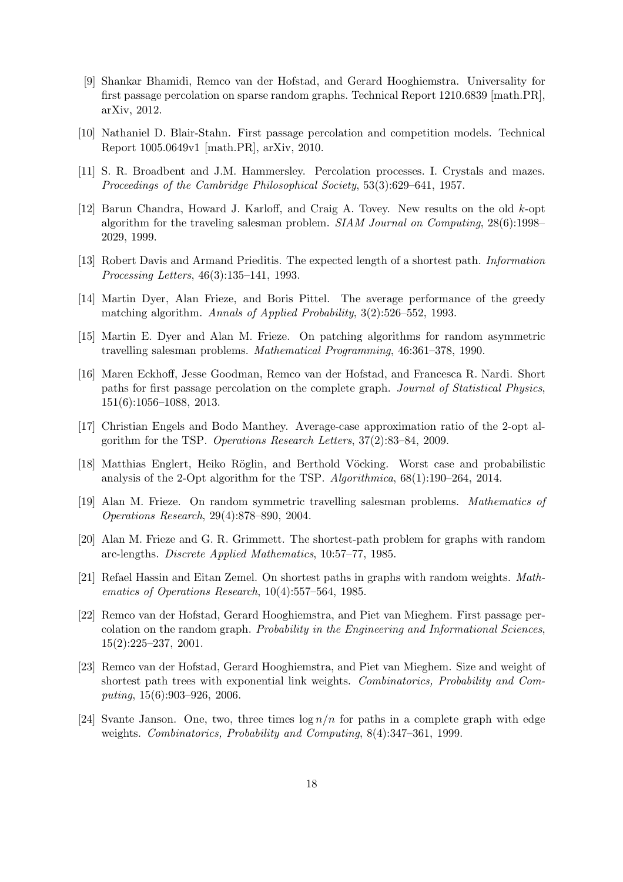[9] Shankar Bhamidi, Remco van der Hofstad, and Gerard Hooghiemstra. Universality for first passage percolation on sparse random graphs. Technical Report 1210.6839 [math.PR], arXiv, 2012.

[10] Nathaniel D. Blair-Stahn. First passage percolation and competition models. Technical Report 1005.0649v1 [math.PR], arXiv, 2010.

[11] S. R. Broadbent and J.M. Hammersley. Percolation processes. I. Crystals and mazes. *Proceedings of the Cambridge Philosophical Society*, 53(3):629–641, 1957.

[12] Barun Chandra, Howard J. Karloff, and Craig A. Tovey. New results on the old $k$-opt algorithm for the traveling salesman problem. *SIAM Journal on Computing*, 28(6):1998–2029, 1999.

[13] Robert Davis and Armand Prieditis. The expected length of a shortest path. *Information Processing Letters*, 46(3):135–141, 1993.

[14] Martin Dyer, Alan Frieze, and Boris Pittel. The average performance of the greedy matching algorithm. *Annals of Applied Probability*, 3(2):526–552, 1993.

[15] Martin E. Dyer and Alan M. Frieze. On patching algorithms for random asymmetric travelling salesman problems. *Mathematical Programming*, 46:361–378, 1990.

[16] Maren Eckhoff, Jesse Goodman, Remco van der Hofstad, and Francesca R. Nardi. Short paths for first passage percolation on the complete graph. *Journal of Statistical Physics*, 151(6):1056–1088, 2013.

[17] Christian Engels and Bodo Manthey. Average-case approximation ratio of the 2-opt algorithm for the TSP. *Operations Research Letters*, 37(2):83–84, 2009.

[18] Matthias Englert, Heiko Röglin, and Berthold Vöcking. Worst case and probabilistic analysis of the 2-Opt algorithm for the TSP. *Algorithmica*, 68(1):190–264, 2014.

[19] Alan M. Frieze. On random symmetric travelling salesman problems. *Mathematics of Operations Research*, 29(4):878–890, 2004.

[20] Alan M. Frieze and G. R. Grimmett. The shortest-path problem for graphs with random arc-lengths. *Discrete Applied Mathematics*, 10:57–77, 1985.

[21] Refael Hassin and Eitan Zemel. On shortest paths in graphs with random weights. *Mathematics of Operations Research*, 10(4):557–564, 1985.

[22] Remco van der Hofstad, Gerard Hooghiemstra, and Piet van Mieghem. First passage percolation on the random graph. *Probability in the Engineering and Informational Sciences*, 15(2):225–237, 2001.

[23] Remco van der Hofstad, Gerard Hooghiemstra, and Piet van Mieghem. Size and weight of shortest path trees with exponential link weights. *Combinatorics, Probability and Computing*, 15(6):903–926, 2006.

[24] Svante Janson. One, two, three times $\log n/n$ for paths in a complete graph with edge weights. *Combinatorics, Probability and Computing*, 8(4):347–361, 1999.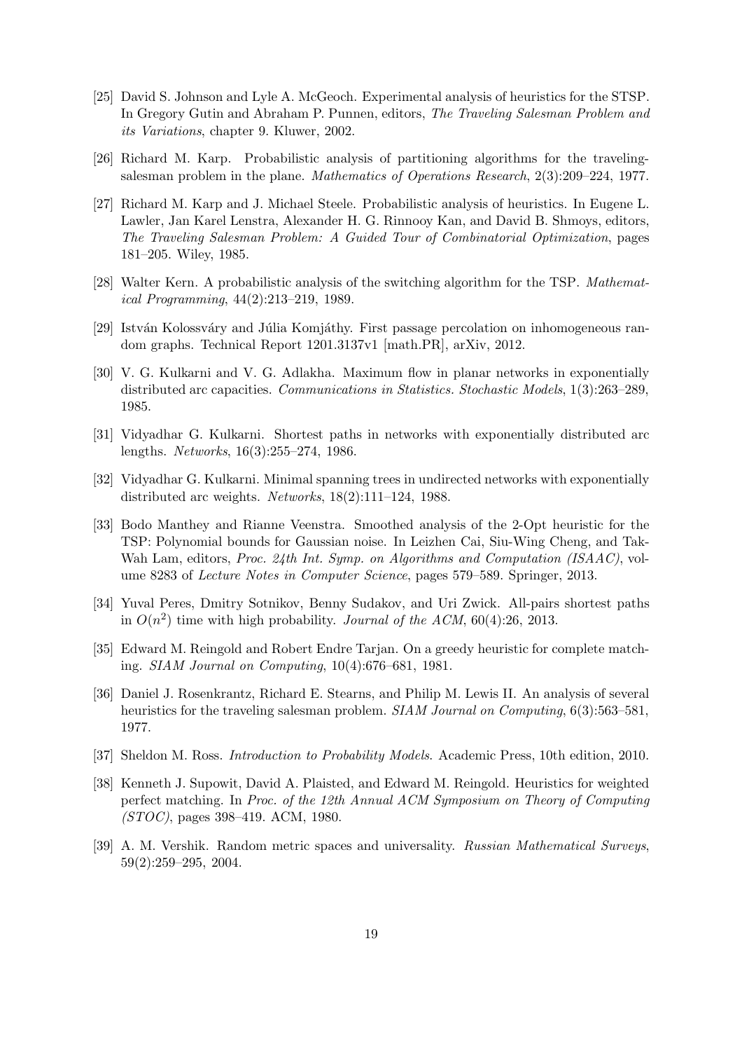[25] David S. Johnson and Lyle A. McGeoch. Experimental analysis of heuristics for the STSP. In Gregory Gutin and Abraham P. Punnen, editors, *The Traveling Salesman Problem and its Variations*, chapter 9. Kluwer, 2002.

[26] Richard M. Karp. Probabilistic analysis of partitioning algorithms for the traveling-salesman problem in the plane. *Mathematics of Operations Research*, 2(3):209–224, 1977.

[27] Richard M. Karp and J. Michael Steele. Probabilistic analysis of heuristics. In Eugene L. Lawler, Jan Karel Lenstra, Alexander H. G. Rinnooy Kan, and David B. Shmoys, editors, *The Traveling Salesman Problem: A Guided Tour of Combinatorial Optimization*, pages 181–205. Wiley, 1985.

[28] Walter Kern. A probabilistic analysis of the switching algorithm for the TSP. *Mathematical Programming*, 44(2):213–219, 1989.

[29] István Kolossváry and Júlia Komjáthy. First passage percolation on inhomogeneous random graphs. Technical Report 1201.3137v1 [math.PR], arXiv, 2012.

[30] V. G. Kulkarni and V. G. Adlakha. Maximum flow in planar networks in exponentially distributed arc capacities. *Communications in Statistics. Stochastic Models*, 1(3):263–289, 1985.

[31] Vidyadhar G. Kulkarni. Shortest paths in networks with exponentially distributed arc lengths. *Networks*, 16(3):255–274, 1986.

[32] Vidyadhar G. Kulkarni. Minimal spanning trees in undirected networks with exponentially distributed arc weights. *Networks*, 18(2):111–124, 1988.

[33] Bodo Manthey and Rianne Veenstra. Smoothed analysis of the 2-Opt heuristic for the TSP: Polynomial bounds for Gaussian noise. In Leizhen Cai, Siu-Wing Cheng, and Tak-Wah Lam, editors, *Proc. 24th Int. Symp. on Algorithms and Computation (ISAAC)*, volume 8283 of *Lecture Notes in Computer Science*, pages 579–589. Springer, 2013.

[34] Yuval Peres, Dmitry Sotnikov, Benny Sudakov, and Uri Zwick. All-pairs shortest paths in $O(n^2)$ time with high probability. *Journal of the ACM*, 60(4):26, 2013.

[35] Edward M. Reingold and Robert Endre Tarjan. On a greedy heuristic for complete matching. *SIAM Journal on Computing*, 10(4):676–681, 1981.

[36] Daniel J. Rosenkrantz, Richard E. Stearns, and Philip M. Lewis II. An analysis of several heuristics for the traveling salesman problem. *SIAM Journal on Computing*, 6(3):563–581, 1977.

[37] Sheldon M. Ross. *Introduction to Probability Models*. Academic Press, 10th edition, 2010.

[38] Kenneth J. Supowit, David A. Plaisted, and Edward M. Reingold. Heuristics for weighted perfect matching. In *Proc. of the 12th Annual ACM Symposium on Theory of Computing (STOC)*, pages 398–419. ACM, 1980.

[39] A. M. Vershik. Random metric spaces and universality. *Russian Mathematical Surveys*, 59(2):259–295, 2004.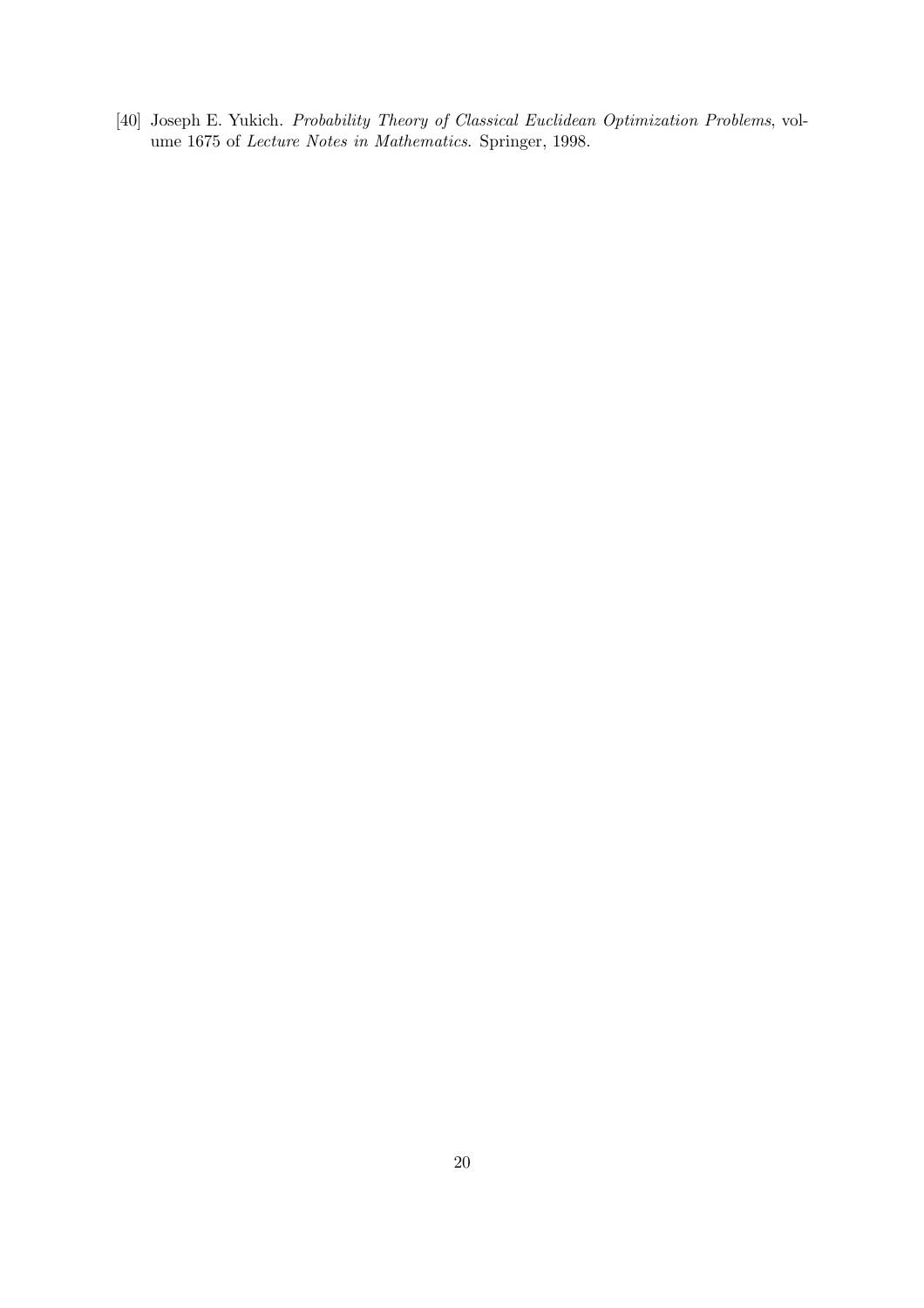[40] Joseph E. Yukich. *Probability Theory of Classical Euclidean Optimization Problems*, volume 1675 of *Lecture Notes in Mathematics*. Springer, 1998.